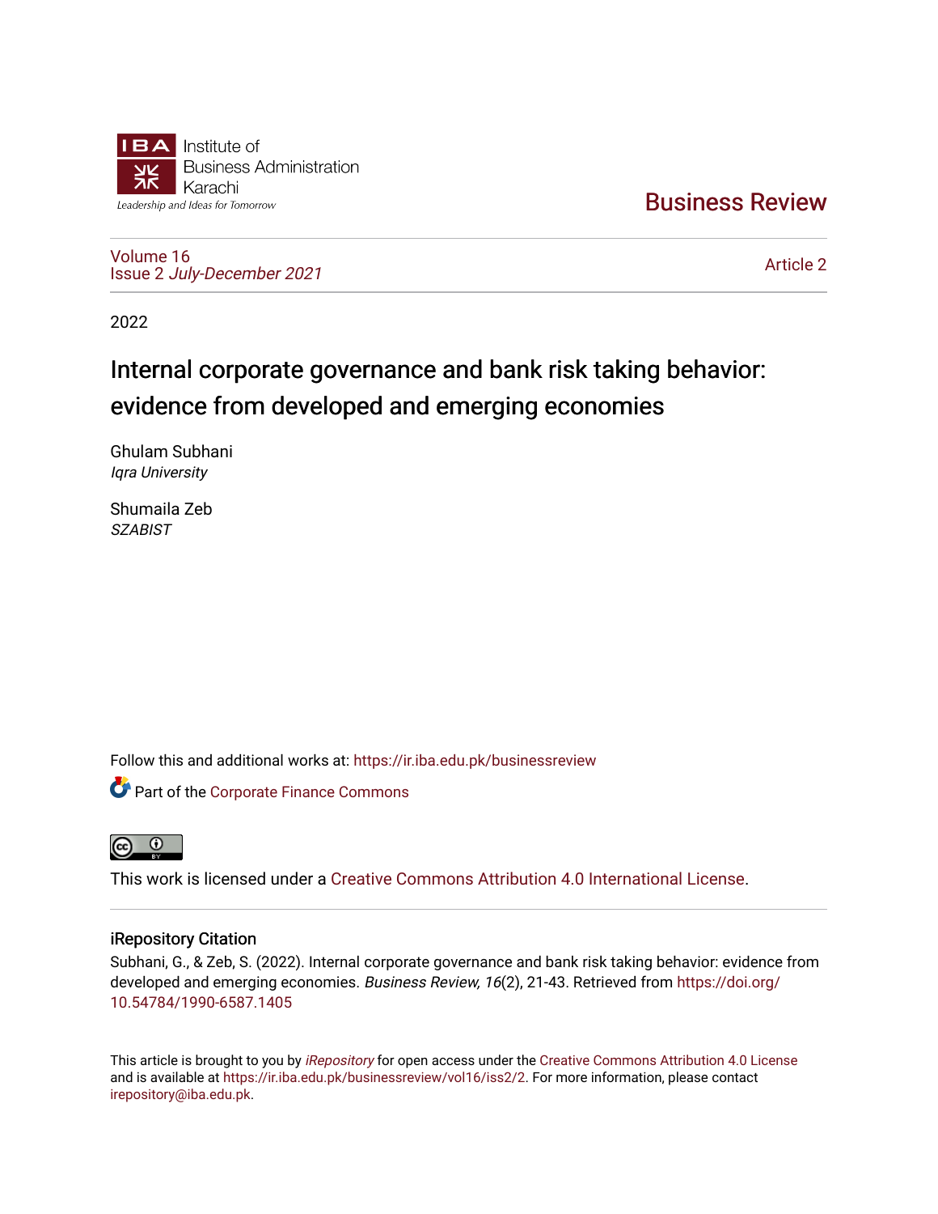Institute of Business Administration Karachi

*Leadership and Ideas for Tomorrow*

Business Review

Volume 16
Issue 2 *July-December 2021*

Article 2

2022

# Internal corporate governance and bank risk taking behavior: evidence from developed and emerging economies

Ghulam Subhani
*Iqra University*

Shumaila Zeb
*SZABIST*

Follow this and additional works at: https://ir.iba.edu.pk/businessreview

Part of the Corporate Finance Commons

This work is licensed under a Creative Commons Attribution 4.0 International License.

## iRepository Citation

Subhani, G., & Zeb, S. (2022). Internal corporate governance and bank risk taking behavior: evidence from developed and emerging economies. *Business Review, 16*(2), 21-43. Retrieved from https://doi.org/10.54784/1990-6587.1405

This article is brought to you by *iRepository* for open access under the Creative Commons Attribution 4.0 License and is available at https://ir.iba.edu.pk/businessreview/vol16/iss2/2. For more information, please contact irepository@iba.edu.pk.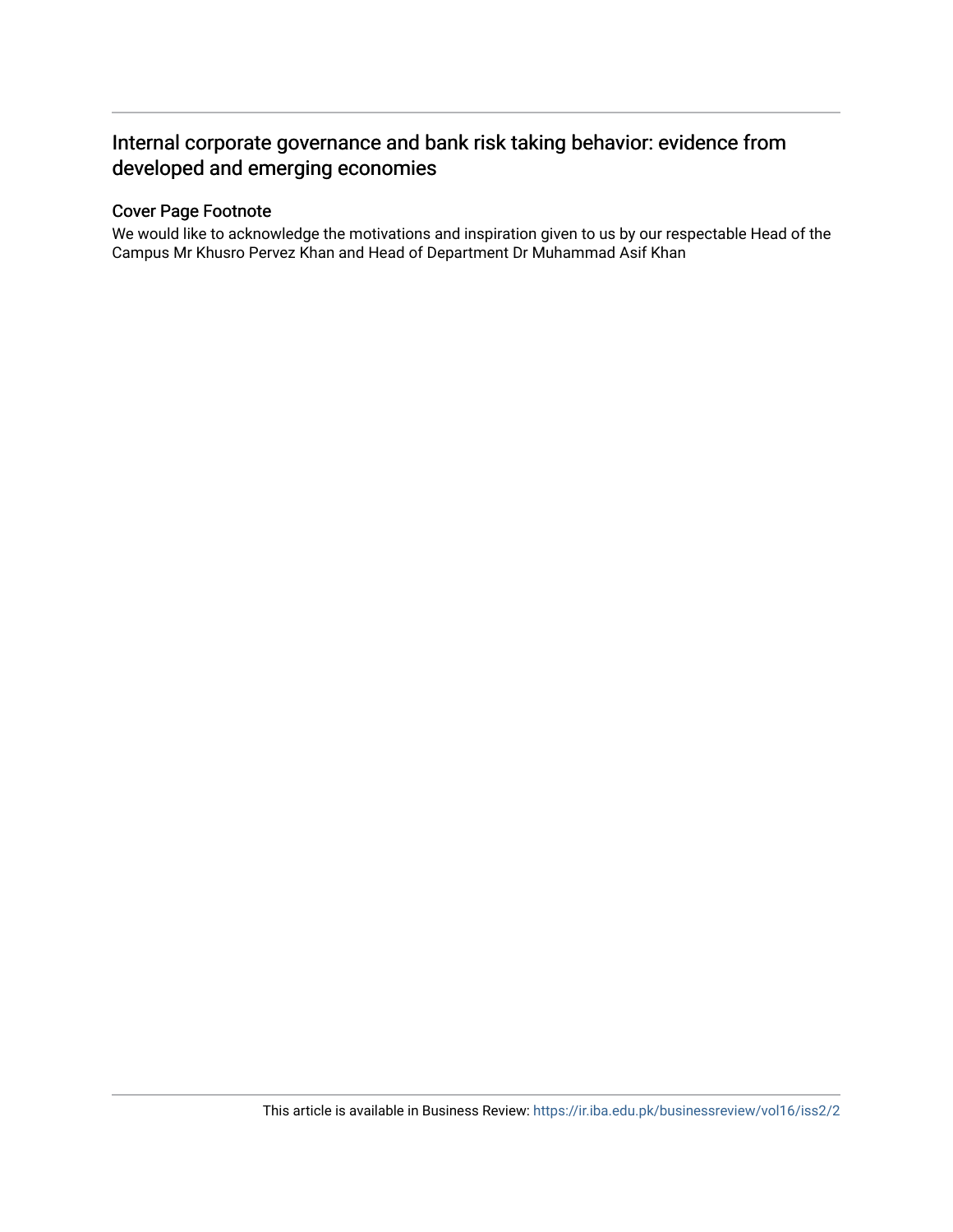# Internal corporate governance and bank risk taking behavior: evidence from developed and emerging economies

## Cover Page Footnote

We would like to acknowledge the motivations and inspiration given to us by our respectable Head of the Campus Mr Khusro Pervez Khan and Head of Department Dr Muhammad Asif Khan

This article is available in Business Review: https://ir.iba.edu.pk/businessreview/vol16/iss2/2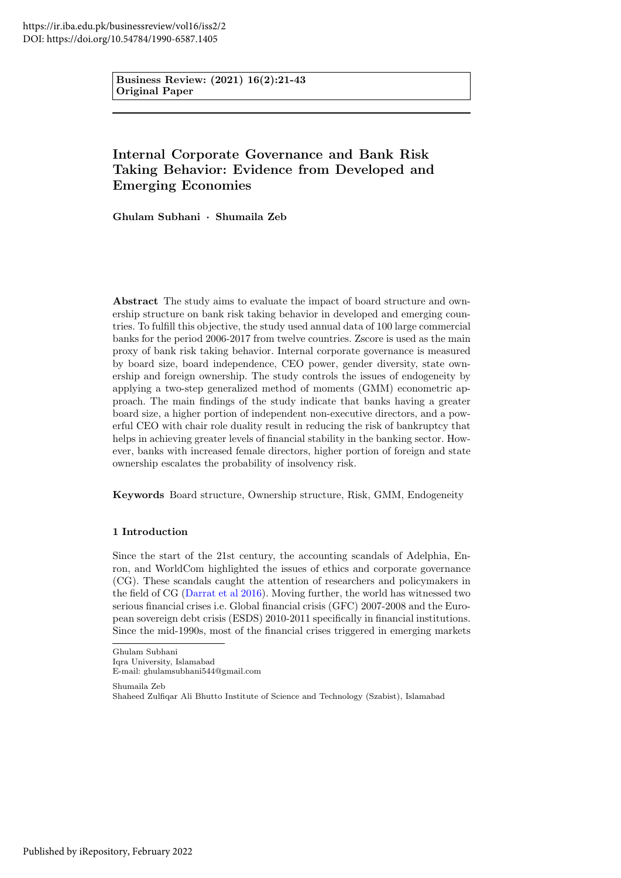# Internal Corporate Governance and Bank Risk Taking Behavior: Evidence from Developed and Emerging Economies

**Ghulam Subhani · Shumaila Zeb**

**Abstract** The study aims to evaluate the impact of board structure and ownership structure on bank risk taking behavior in developed and emerging countries. To fulfill this objective, the study used annual data of 100 large commercial banks for the period 2006-2017 from twelve countries. Zscore is used as the main proxy of bank risk taking behavior. Internal corporate governance is measured by board size, board independence, CEO power, gender diversity, state ownership and foreign ownership. The study controls the issues of endogeneity by applying a two-step generalized method of moments (GMM) econometric approach. The main findings of the study indicate that banks having a greater board size, a higher portion of independent non-executive directors, and a powerful CEO with chair role duality result in reducing the risk of bankruptcy that helps in achieving greater levels of financial stability in the banking sector. However, banks with increased female directors, higher portion of foreign and state ownership escalates the probability of insolvency risk.

**Keywords** Board structure, Ownership structure, Risk, GMM, Endogeneity

## 1 Introduction

Since the start of the 21st century, the accounting scandals of Adelphia, Enron, and WorldCom highlighted the issues of ethics and corporate governance (CG). These scandals caught the attention of researchers and policymakers in the field of CG (Darrat et al 2016). Moving further, the world has witnessed two serious financial crises i.e. Global financial crisis (GFC) 2007-2008 and the European sovereign debt crisis (ESDS) 2010-2011 specifically in financial institutions. Since the mid-1990s, most of the financial crises triggered in emerging markets

---

Ghulam Subhani
Iqra University, Islamabad
E-mail: ghulamsubhani544@gmail.com

Shumaila Zeb
Shaheed Zulfiqar Ali Bhutto Institute of Science and Technology (Szabist), Islamabad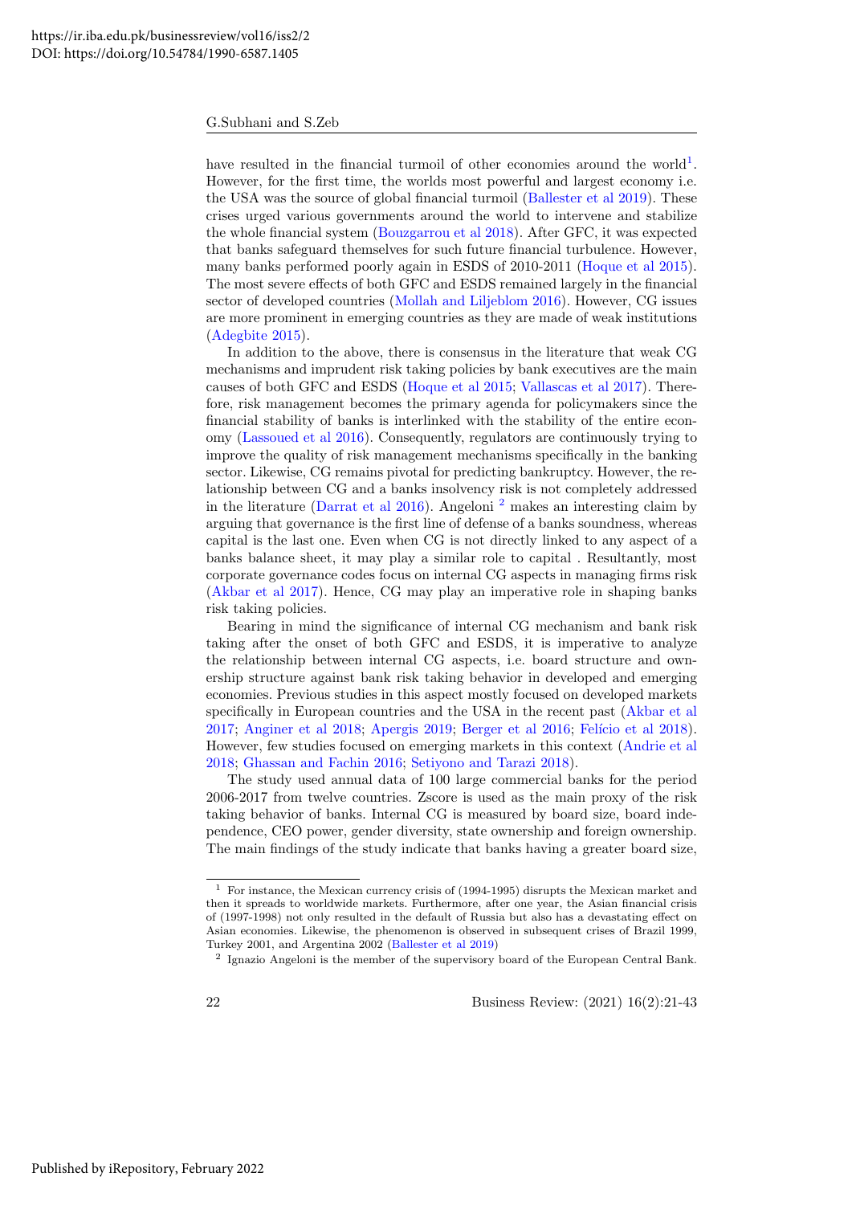have resulted in the financial turmoil of other economies around the world[1]. However, for the first time, the worlds most powerful and largest economy i.e. the USA was the source of global financial turmoil (Ballester et al 2019). These crises urged various governments around the world to intervene and stabilize the whole financial system (Bouzgarrou et al 2018). After GFC, it was expected that banks safeguard themselves for such future financial turbulence. However, many banks performed poorly again in ESDS of 2010-2011 (Hoque et al 2015). The most severe effects of both GFC and ESDS remained largely in the financial sector of developed countries (Mollah and Liljeblom 2016). However, CG issues are more prominent in emerging countries as they are made of weak institutions (Adegbite 2015).

In addition to the above, there is consensus in the literature that weak CG mechanisms and imprudent risk taking policies by bank executives are the main causes of both GFC and ESDS (Hoque et al 2015; Vallascas et al 2017). Therefore, risk management becomes the primary agenda for policymakers since the financial stability of banks is interlinked with the stability of the entire economy (Lassoued et al 2016). Consequently, regulators are continuously trying to improve the quality of risk management mechanisms specifically in the banking sector. Likewise, CG remains pivotal for predicting bankruptcy. However, the relationship between CG and a banks insolvency risk is not completely addressed in the literature (Darrat et al 2016). Angeloni [2] makes an interesting claim by arguing that governance is the first line of defense of a banks soundness, whereas capital is the last one. Even when CG is not directly linked to any aspect of a banks balance sheet, it may play a similar role to capital . Resultantly, most corporate governance codes focus on internal CG aspects in managing firms risk (Akbar et al 2017). Hence, CG may play an imperative role in shaping banks risk taking policies.

Bearing in mind the significance of internal CG mechanism and bank risk taking after the onset of both GFC and ESDS, it is imperative to analyze the relationship between internal CG aspects, i.e. board structure and ownership structure against bank risk taking behavior in developed and emerging economies. Previous studies in this aspect mostly focused on developed markets specifically in European countries and the USA in the recent past (Akbar et al 2017; Anginer et al 2018; Apergis 2019; Berger et al 2016; Felício et al 2018). However, few studies focused on emerging markets in this context (Andrie et al 2018; Ghassan and Fachin 2016; Setiyono and Tarazi 2018).

The study used annual data of 100 large commercial banks for the period 2006-2017 from twelve countries. Zscore is used as the main proxy of the risk taking behavior of banks. Internal CG is measured by board size, board independence, CEO power, gender diversity, state ownership and foreign ownership. The main findings of the study indicate that banks having a greater board size,

---

[1] For instance, the Mexican currency crisis of (1994-1995) disrupts the Mexican market and then it spreads to worldwide markets. Furthermore, after one year, the Asian financial crisis of (1997-1998) not only resulted in the default of Russia but also has a devastating effect on Asian economies. Likewise, the phenomenon is observed in subsequent crises of Brazil 1999, Turkey 2001, and Argentina 2002 (Ballester et al 2019)

[2] Ignazio Angeloni is the member of the supervisory board of the European Central Bank.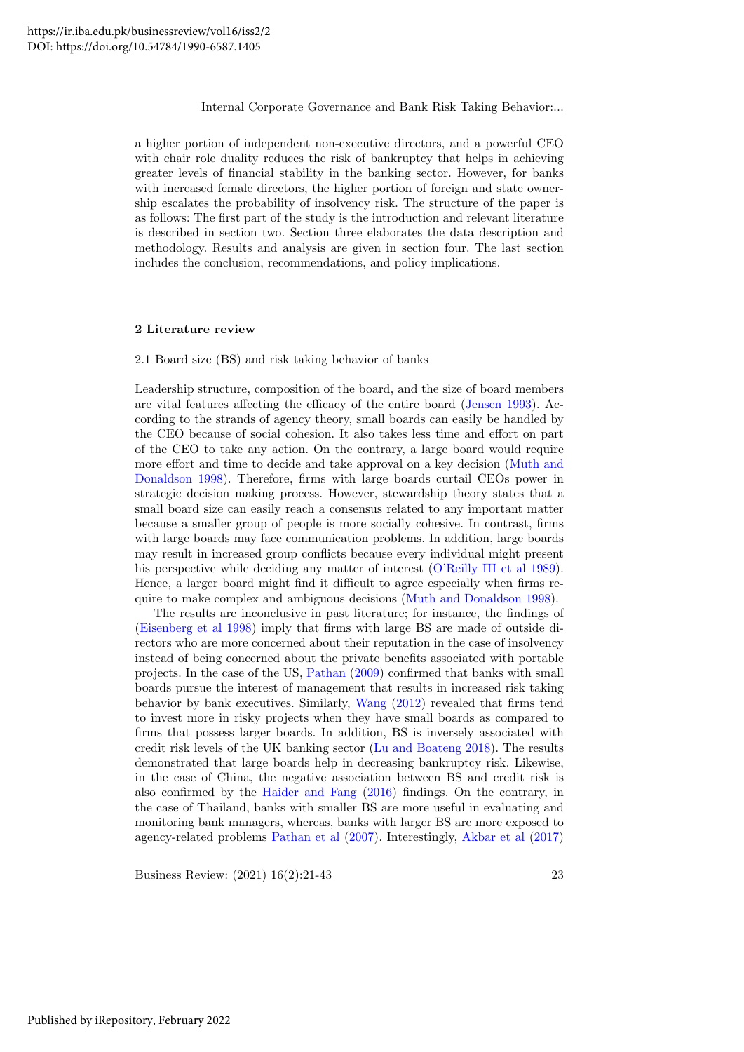a higher portion of independent non-executive directors, and a powerful CEO with chair role duality reduces the risk of bankruptcy that helps in achieving greater levels of financial stability in the banking sector. However, for banks with increased female directors, the higher portion of foreign and state ownership escalates the probability of insolvency risk. The structure of the paper is as follows: The first part of the study is the introduction and relevant literature is described in section two. Section three elaborates the data description and methodology. Results and analysis are given in section four. The last section includes the conclusion, recommendations, and policy implications.

## 2 Literature review

### 2.1 Board size (BS) and risk taking behavior of banks

Leadership structure, composition of the board, and the size of board members are vital features affecting the efficacy of the entire board (Jensen 1993). According to the strands of agency theory, small boards can easily be handled by the CEO because of social cohesion. It also takes less time and effort on part of the CEO to take any action. On the contrary, a large board would require more effort and time to decide and take approval on a key decision (Muth and Donaldson 1998). Therefore, firms with large boards curtail CEOs power in strategic decision making process. However, stewardship theory states that a small board size can easily reach a consensus related to any important matter because a smaller group of people is more socially cohesive. In contrast, firms with large boards may face communication problems. In addition, large boards may result in increased group conflicts because every individual might present his perspective while deciding any matter of interest (O'Reilly III et al 1989). Hence, a larger board might find it difficult to agree especially when firms require to make complex and ambiguous decisions (Muth and Donaldson 1998).

The results are inconclusive in past literature; for instance, the findings of (Eisenberg et al 1998) imply that firms with large BS are made of outside directors who are more concerned about their reputation in the case of insolvency instead of being concerned about the private benefits associated with portable projects. In the case of the US, Pathan (2009) confirmed that banks with small boards pursue the interest of management that results in increased risk taking behavior by bank executives. Similarly, Wang (2012) revealed that firms tend to invest more in risky projects when they have small boards as compared to firms that possess larger boards. In addition, BS is inversely associated with credit risk levels of the UK banking sector (Lu and Boateng 2018). The results demonstrated that large boards help in decreasing bankruptcy risk. Likewise, in the case of China, the negative association between BS and credit risk is also confirmed by the Haider and Fang (2016) findings. On the contrary, in the case of Thailand, banks with smaller BS are more useful in evaluating and monitoring bank managers, whereas, banks with larger BS are more exposed to agency-related problems Pathan et al (2007). Interestingly, Akbar et al (2017)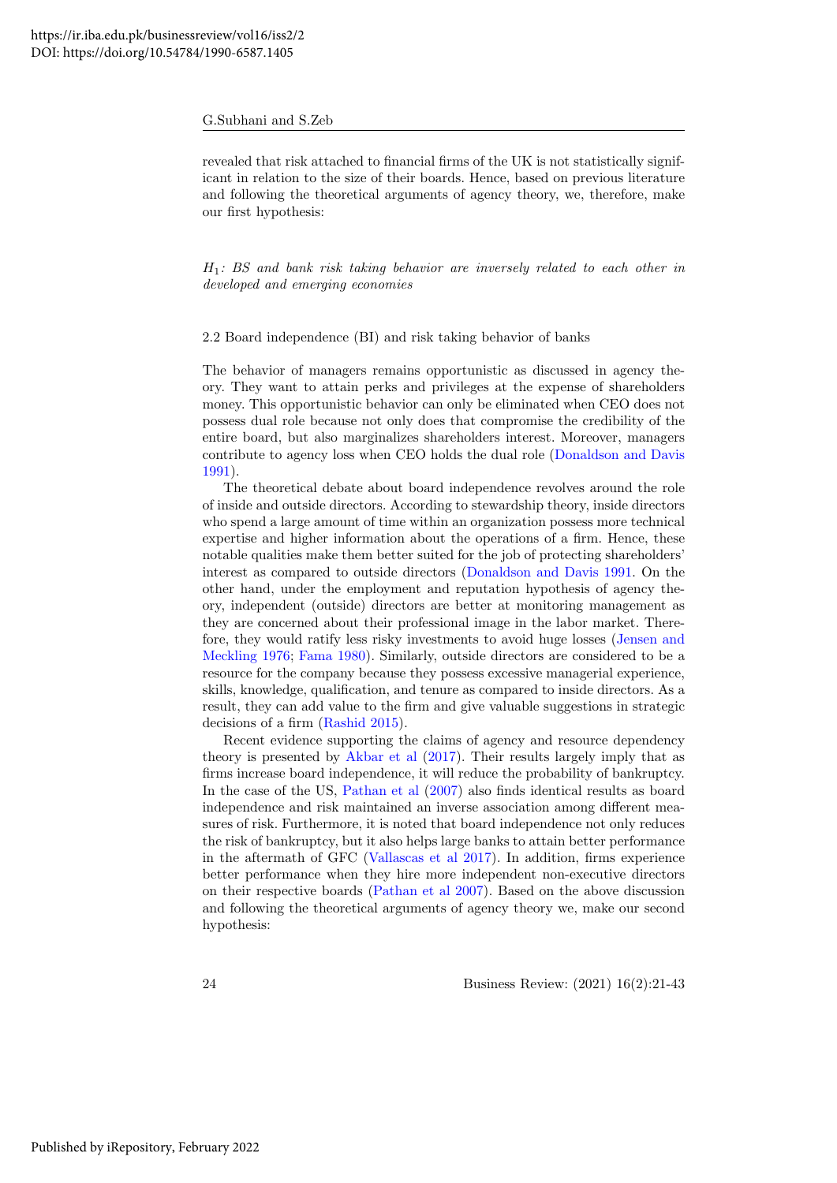revealed that risk attached to financial firms of the UK is not statistically significant in relation to the size of their boards. Hence, based on previous literature and following the theoretical arguments of agency theory, we, therefore, make our first hypothesis:

*$H_1$: BS and bank risk taking behavior are inversely related to each other in developed and emerging economies*

### 2.2 Board independence (BI) and risk taking behavior of banks

The behavior of managers remains opportunistic as discussed in agency theory. They want to attain perks and privileges at the expense of shareholders money. This opportunistic behavior can only be eliminated when CEO does not possess dual role because not only does that compromise the credibility of the entire board, but also marginalizes shareholders interest. Moreover, managers contribute to agency loss when CEO holds the dual role (Donaldson and Davis 1991).

The theoretical debate about board independence revolves around the role of inside and outside directors. According to stewardship theory, inside directors who spend a large amount of time within an organization possess more technical expertise and higher information about the operations of a firm. Hence, these notable qualities make them better suited for the job of protecting shareholders' interest as compared to outside directors (Donaldson and Davis 1991. On the other hand, under the employment and reputation hypothesis of agency theory, independent (outside) directors are better at monitoring management as they are concerned about their professional image in the labor market. Therefore, they would ratify less risky investments to avoid huge losses (Jensen and Meckling 1976; Fama 1980). Similarly, outside directors are considered to be a resource for the company because they possess excessive managerial experience, skills, knowledge, qualification, and tenure as compared to inside directors. As a result, they can add value to the firm and give valuable suggestions in strategic decisions of a firm (Rashid 2015).

Recent evidence supporting the claims of agency and resource dependency theory is presented by Akbar et al (2017). Their results largely imply that as firms increase board independence, it will reduce the probability of bankruptcy. In the case of the US, Pathan et al (2007) also finds identical results as board independence and risk maintained an inverse association among different measures of risk. Furthermore, it is noted that board independence not only reduces the risk of bankruptcy, but it also helps large banks to attain better performance in the aftermath of GFC (Vallascas et al 2017). In addition, firms experience better performance when they hire more independent non-executive directors on their respective boards (Pathan et al 2007). Based on the above discussion and following the theoretical arguments of agency theory we, make our second hypothesis: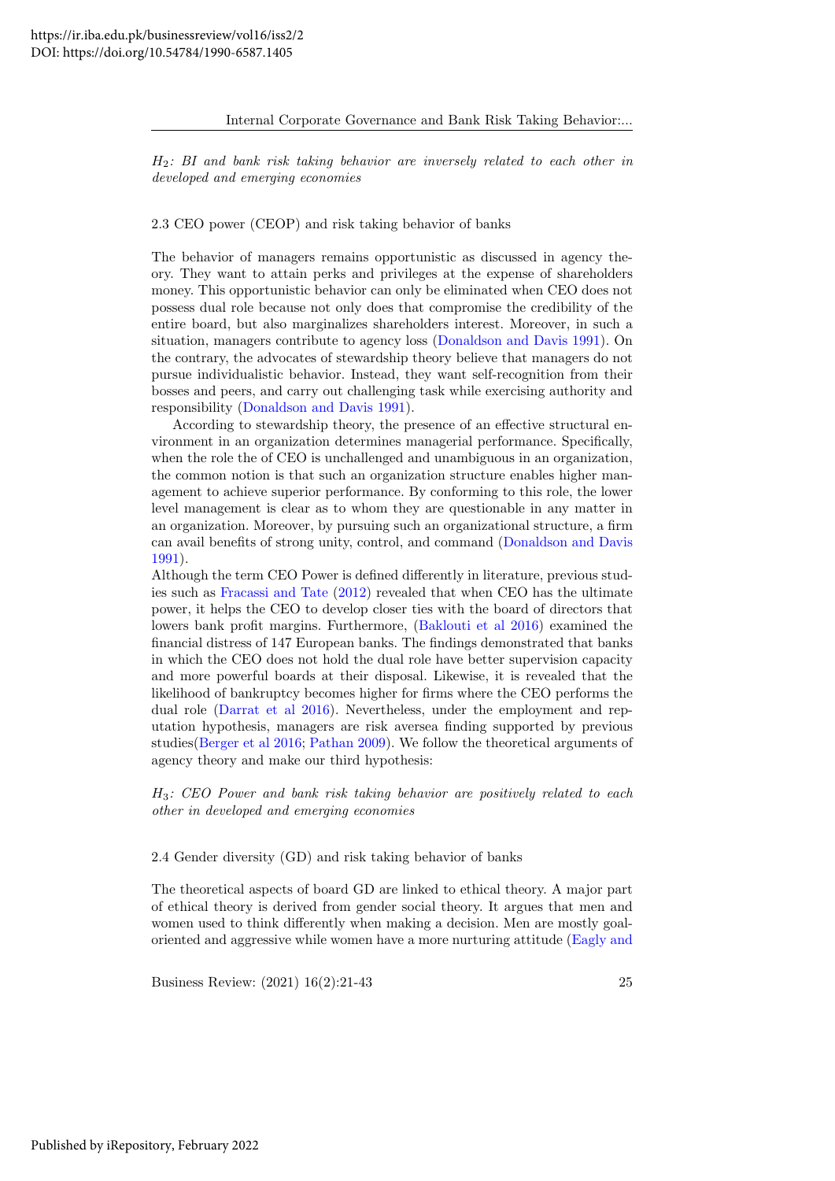*$H_2$: BI and bank risk taking behavior are inversely related to each other in developed and emerging economies*

### 2.3 CEO power (CEOP) and risk taking behavior of banks

The behavior of managers remains opportunistic as discussed in agency theory. They want to attain perks and privileges at the expense of shareholders money. This opportunistic behavior can only be eliminated when CEO does not possess dual role because not only does that compromise the credibility of the entire board, but also marginalizes shareholders interest. Moreover, in such a situation, managers contribute to agency loss (Donaldson and Davis 1991). On the contrary, the advocates of stewardship theory believe that managers do not pursue individualistic behavior. Instead, they want self-recognition from their bosses and peers, and carry out challenging task while exercising authority and responsibility (Donaldson and Davis 1991).

According to stewardship theory, the presence of an effective structural environment in an organization determines managerial performance. Specifically, when the role the of CEO is unchallenged and unambiguous in an organization, the common notion is that such an organization structure enables higher management to achieve superior performance. By conforming to this role, the lower level management is clear as to whom they are questionable in any matter in an organization. Moreover, by pursuing such an organizational structure, a firm can avail benefits of strong unity, control, and command (Donaldson and Davis 1991).

Although the term CEO Power is defined differently in literature, previous studies such as Fracassi and Tate (2012) revealed that when CEO has the ultimate power, it helps the CEO to develop closer ties with the board of directors that lowers bank profit margins. Furthermore, (Baklouti et al 2016) examined the financial distress of 147 European banks. The findings demonstrated that banks in which the CEO does not hold the dual role have better supervision capacity and more powerful boards at their disposal. Likewise, it is revealed that the likelihood of bankruptcy becomes higher for firms where the CEO performs the dual role (Darrat et al 2016). Nevertheless, under the employment and reputation hypothesis, managers are risk aversea finding supported by previous studies(Berger et al 2016; Pathan 2009). We follow the theoretical arguments of agency theory and make our third hypothesis:

*$H_3$: CEO Power and bank risk taking behavior are positively related to each other in developed and emerging economies*

### 2.4 Gender diversity (GD) and risk taking behavior of banks

The theoretical aspects of board GD are linked to ethical theory. A major part of ethical theory is derived from gender social theory. It argues that men and women used to think differently when making a decision. Men are mostly goal-oriented and aggressive while women have a more nurturing attitude (Eagly and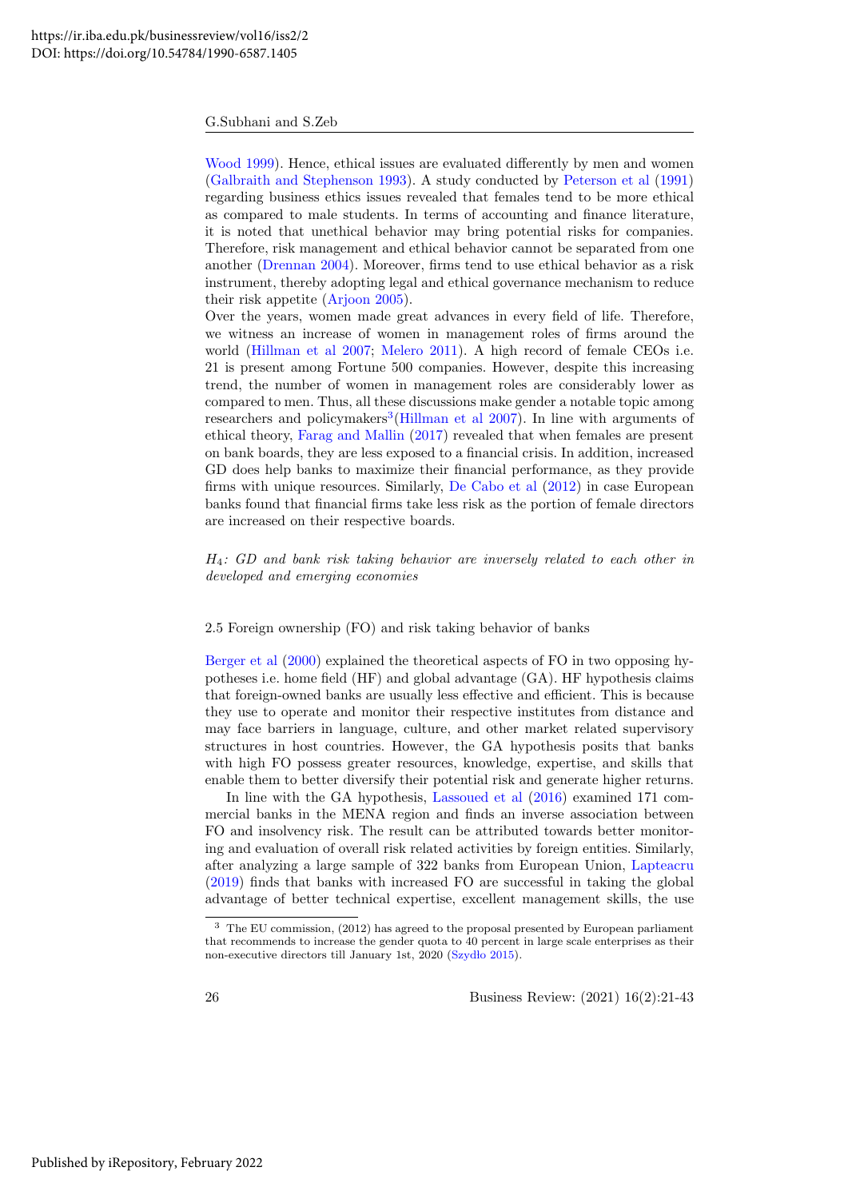Wood 1999). Hence, ethical issues are evaluated differently by men and women (Galbraith and Stephenson 1993). A study conducted by Peterson et al (1991) regarding business ethics issues revealed that females tend to be more ethical as compared to male students. In terms of accounting and finance literature, it is noted that unethical behavior may bring potential risks for companies. Therefore, risk management and ethical behavior cannot be separated from one another (Drennan 2004). Moreover, firms tend to use ethical behavior as a risk instrument, thereby adopting legal and ethical governance mechanism to reduce their risk appetite (Arjoon 2005).

Over the years, women made great advances in every field of life. Therefore, we witness an increase of women in management roles of firms around the world (Hillman et al 2007; Melero 2011). A high record of female CEOs i.e. 21 is present among Fortune 500 companies. However, despite this increasing trend, the number of women in management roles are considerably lower as compared to men. Thus, all these discussions make gender a notable topic among researchers and policymakers[3](Hillman et al 2007). In line with arguments of ethical theory, Farag and Mallin (2017) revealed that when females are present on bank boards, they are less exposed to a financial crisis. In addition, increased GD does help banks to maximize their financial performance, as they provide firms with unique resources. Similarly, De Cabo et al (2012) in case European banks found that financial firms take less risk as the portion of female directors are increased on their respective boards.

*$H_4$: GD and bank risk taking behavior are inversely related to each other in developed and emerging economies*

### 2.5 Foreign ownership (FO) and risk taking behavior of banks

Berger et al (2000) explained the theoretical aspects of FO in two opposing hypotheses i.e. home field (HF) and global advantage (GA). HF hypothesis claims that foreign-owned banks are usually less effective and efficient. This is because they use to operate and monitor their respective institutes from distance and may face barriers in language, culture, and other market related supervisory structures in host countries. However, the GA hypothesis posits that banks with high FO possess greater resources, knowledge, expertise, and skills that enable them to better diversify their potential risk and generate higher returns.

In line with the GA hypothesis, Lassoued et al (2016) examined 171 commercial banks in the MENA region and finds an inverse association between FO and insolvency risk. The result can be attributed towards better monitoring and evaluation of overall risk related activities by foreign entities. Similarly, after analyzing a large sample of 322 banks from European Union, Lapteacru (2019) finds that banks with increased FO are successful in taking the global advantage of better technical expertise, excellent management skills, the use

[3] The EU commission, (2012) has agreed to the proposal presented by European parliament that recommends to increase the gender quota to 40 percent in large scale enterprises as their non-executive directors till January 1st, 2020 (Szydło 2015).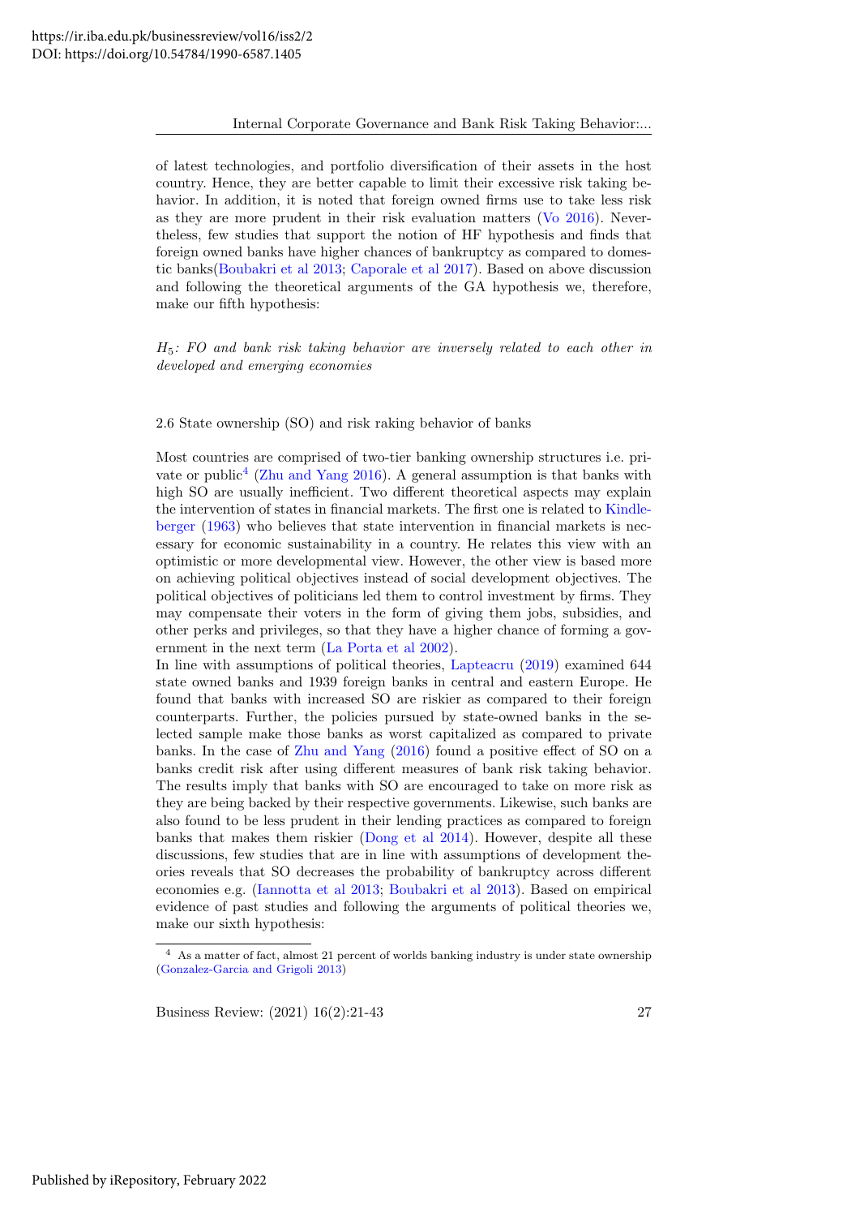of latest technologies, and portfolio diversification of their assets in the host country. Hence, they are better capable to limit their excessive risk taking behavior. In addition, it is noted that foreign owned firms use to take less risk as they are more prudent in their risk evaluation matters (Vo 2016). Nevertheless, few studies that support the notion of HF hypothesis and finds that foreign owned banks have higher chances of bankruptcy as compared to domestic banks(Boubakri et al 2013; Caporale et al 2017). Based on above discussion and following the theoretical arguments of the GA hypothesis we, therefore, make our fifth hypothesis:

*$H_5$: FO and bank risk taking behavior are inversely related to each other in developed and emerging economies*

## 2.6 State ownership (SO) and risk raking behavior of banks

Most countries are comprised of two-tier banking ownership structures i.e. private or public[4] (Zhu and Yang 2016). A general assumption is that banks with high SO are usually inefficient. Two different theoretical aspects may explain the intervention of states in financial markets. The first one is related to Kindleberger (1963) who believes that state intervention in financial markets is necessary for economic sustainability in a country. He relates this view with an optimistic or more developmental view. However, the other view is based more on achieving political objectives instead of social development objectives. The political objectives of politicians led them to control investment by firms. They may compensate their voters in the form of giving them jobs, subsidies, and other perks and privileges, so that they have a higher chance of forming a government in the next term (La Porta et al 2002).

In line with assumptions of political theories, Lapteacru (2019) examined 644 state owned banks and 1939 foreign banks in central and eastern Europe. He found that banks with increased SO are riskier as compared to their foreign counterparts. Further, the policies pursued by state-owned banks in the selected sample make those banks as worst capitalized as compared to private banks. In the case of Zhu and Yang (2016) found a positive effect of SO on a banks credit risk after using different measures of bank risk taking behavior. The results imply that banks with SO are encouraged to take on more risk as they are being backed by their respective governments. Likewise, such banks are also found to be less prudent in their lending practices as compared to foreign banks that makes them riskier (Dong et al 2014). However, despite all these discussions, few studies that are in line with assumptions of development theories reveals that SO decreases the probability of bankruptcy across different economies e.g. (Iannotta et al 2013; Boubakri et al 2013). Based on empirical evidence of past studies and following the arguments of political theories we, make our sixth hypothesis:

[4] As a matter of fact, almost 21 percent of worlds banking industry is under state ownership (Gonzalez-Garcia and Grigoli 2013)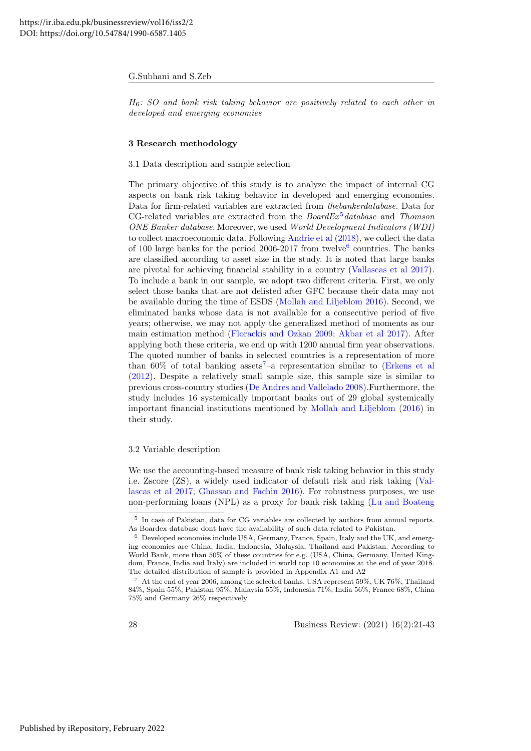*$H_6$: SO and bank risk taking behavior are positively related to each other in developed and emerging economies*

### 3 Research methodology

#### 3.1 Data description and sample selection

The primary objective of this study is to analyze the impact of internal CG aspects on bank risk taking behavior in developed and emerging economies. Data for firm-related variables are extracted from *thebankerdatabase*. Data for CG-related variables are extracted from the *BoardEx*[5] *database* and *Thomson ONE Banker database*. Moreover, we used *World Development Indicators (WDI)* to collect macroeconomic data. Following Andrie et al (2018), we collect the data of 100 large banks for the period 2006-2017 from twelve[6] countries. The banks are classified according to asset size in the study. It is noted that large banks are pivotal for achieving financial stability in a country (Vallascas et al 2017). To include a bank in our sample, we adopt two different criteria. First, we only select those banks that are not delisted after GFC because their data may not be available during the time of ESDS (Mollah and Liljeblom 2016). Second, we eliminated banks whose data is not available for a consecutive period of five years; otherwise, we may not apply the generalized method of moments as our main estimation method (Florackis and Ozkan 2009; Akbar et al 2017). After applying both these criteria, we end up with 1200 annual firm year observations. The quoted number of banks in selected countries is a representation of more than 60% of total banking assets[7]–a representation similar to (Erkens et al (2012). Despite a relatively small sample size, this sample size is similar to previous cross-country studies (De Andres and Vallelado 2008).Furthermore, the study includes 16 systemically important banks out of 29 global systemically important financial institutions mentioned by Mollah and Liljeblom (2016) in their study.

#### 3.2 Variable description

We use the accounting-based measure of bank risk taking behavior in this study i.e. Zscore (ZS), a widely used indicator of default risk and risk taking (Vallascas et al 2017; Ghassan and Fachin 2016). For robustness purposes, we use non-performing loans (NPL) as a proxy for bank risk taking (Lu and Boateng

---

[5] In case of Pakistan, data for CG variables are collected by authors from annual reports. As Boardex database dont have the availability of such data related to Pakistan.

[6] Developed economies include USA, Germany, France, Spain, Italy and the UK, and emerging economies are China, India, Indonesia, Malaysia, Thailand and Pakistan. According to World Bank, more than 50% of these countries for e.g. (USA, China, Germany, United Kingdom, France, India and Italy) are included in world top 10 economies at the end of year 2018. The detailed distribution of sample is provided in Appendix A1 and A2

[7] At the end of year 2006, among the selected banks, USA represent 59%, UK 76%, Thailand 84%, Spain 55%, Pakistan 95%, Malaysia 55%, Indonesia 71%, India 56%, France 68%, China 75% and Germany 26% respectively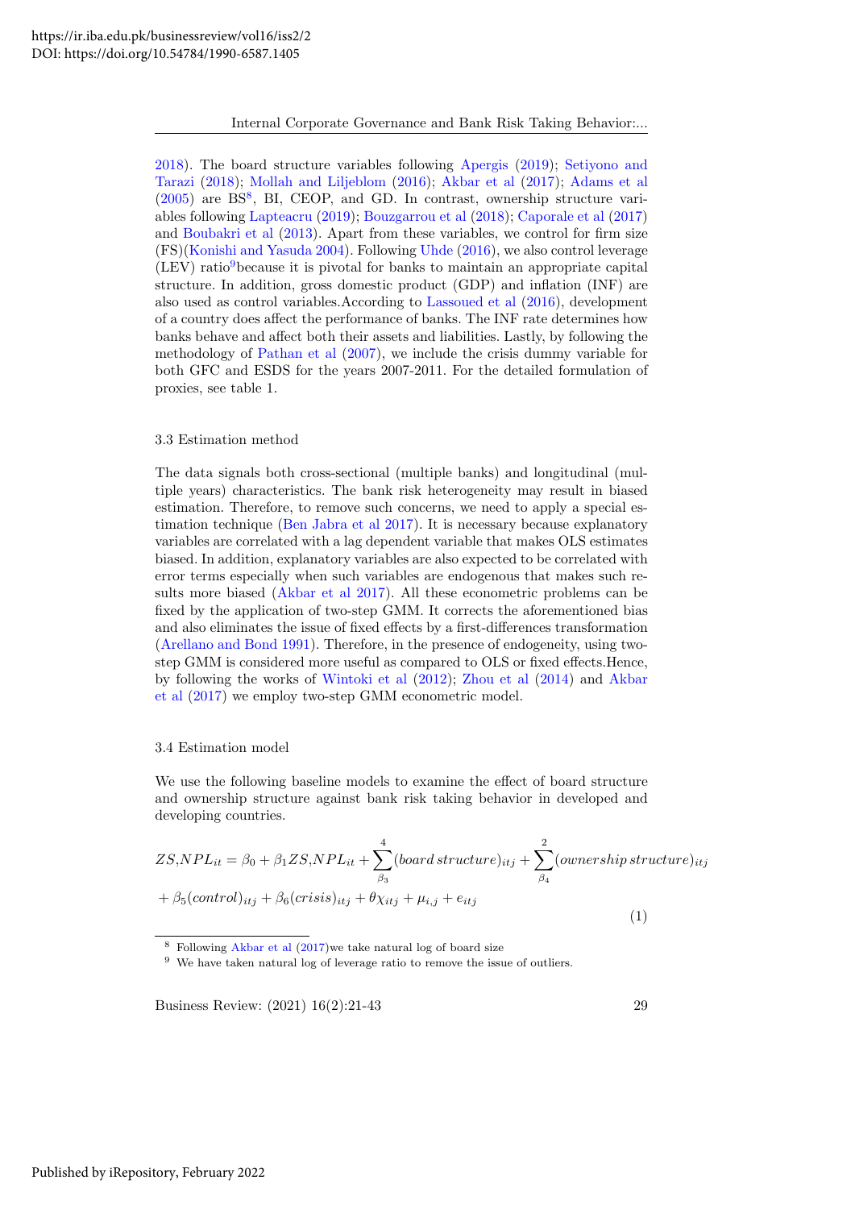2018). The board structure variables following Apergis (2019); Setiyono and Tarazi (2018); Mollah and Liljeblom (2016); Akbar et al (2017); Adams et al (2005) are BS[8], BI, CEOP, and GD. In contrast, ownership structure variables following Lapteacru (2019); Bouzgarrou et al (2018); Caporale et al (2017) and Boubakri et al (2013). Apart from these variables, we control for firm size (FS)(Konishi and Yasuda 2004). Following Uhde (2016), we also control leverage (LEV) ratio[9]because it is pivotal for banks to maintain an appropriate capital structure. In addition, gross domestic product (GDP) and inflation (INF) are also used as control variables.According to Lassoued et al (2016), development of a country does affect the performance of banks. The INF rate determines how banks behave and affect both their assets and liabilities. Lastly, by following the methodology of Pathan et al (2007), we include the crisis dummy variable for both GFC and ESDS for the years 2007-2011. For the detailed formulation of proxies, see table 1.

### 3.3 Estimation method

The data signals both cross-sectional (multiple banks) and longitudinal (multiple years) characteristics. The bank risk heterogeneity may result in biased estimation. Therefore, to remove such concerns, we need to apply a special estimation technique (Ben Jabra et al 2017). It is necessary because explanatory variables are correlated with a lag dependent variable that makes OLS estimates biased. In addition, explanatory variables are also expected to be correlated with error terms especially when such variables are endogenous that makes such results more biased (Akbar et al 2017). All these econometric problems can be fixed by the application of two-step GMM. It corrects the aforementioned bias and also eliminates the issue of fixed effects by a first-differences transformation (Arellano and Bond 1991). Therefore, in the presence of endogeneity, using two-step GMM is considered more useful as compared to OLS or fixed effects.Hence, by following the works of Wintoki et al (2012); Zhou et al (2014) and Akbar et al (2017) we employ two-step GMM econometric model.

### 3.4 Estimation model

We use the following baseline models to examine the effect of board structure and ownership structure against bank risk taking behavior in developed and developing countries.

$$ZS{,}NPL_{it} = \beta_0 + \beta_1 ZS{,}NPL_{it} + \sum_{\beta_3}^{4}(board\,structure)_{itj} + \sum_{\beta_4}^{2}(ownership\,structure)_{itj}$$
$$+ \beta_5(control)_{itj} + \beta_6(crisis)_{itj} + \theta\chi_{itj} + \mu_{i,j} + e_{itj} \tag{1}$$

[8] Following Akbar et al (2017)we take natural log of board size

[9] We have taken natural log of leverage ratio to remove the issue of outliers.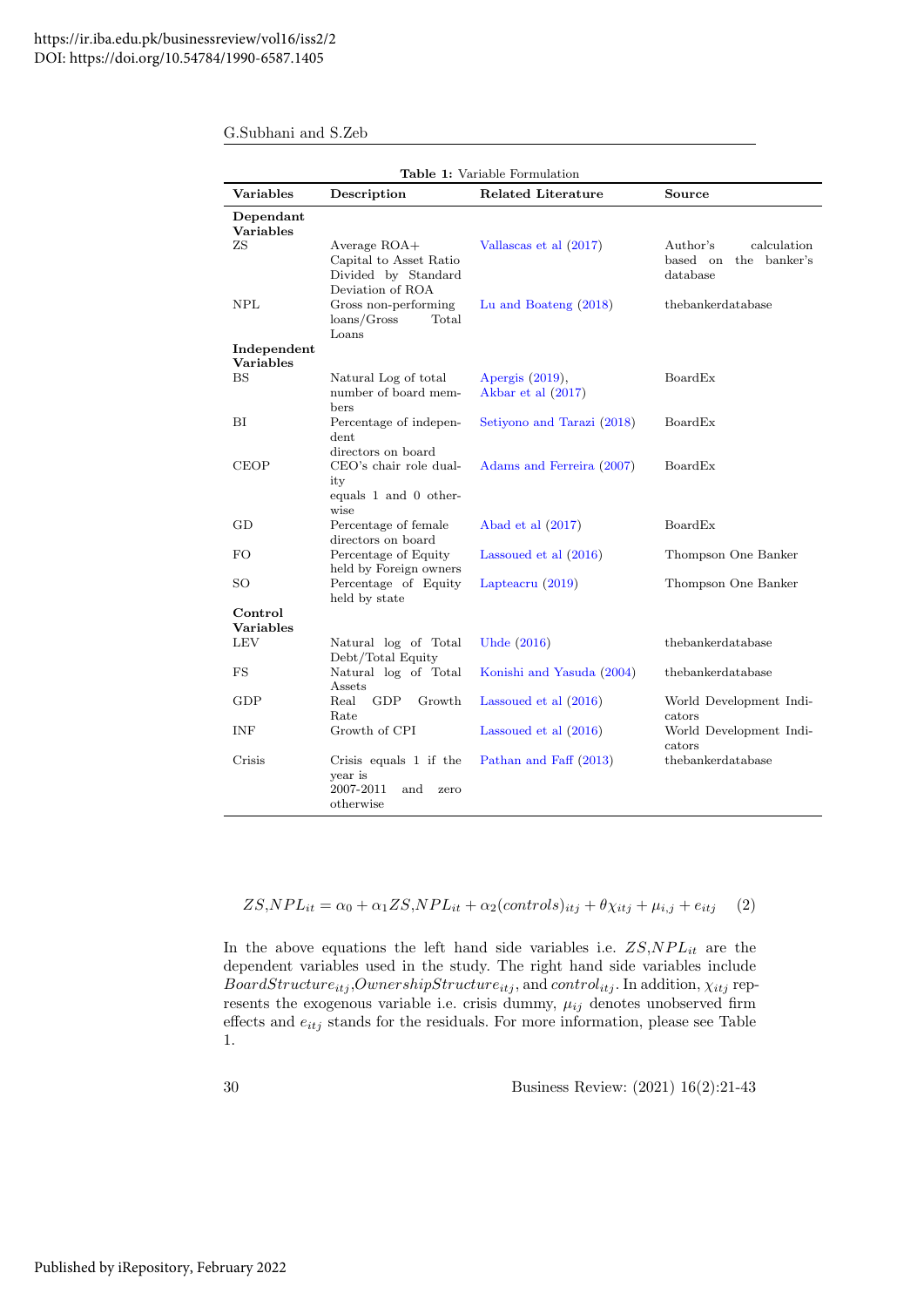**Table 1:** Variable Formulation

| Variables | Description | Related Literature | Source |
|---|---|---|---|
| **Dependant Variables** | | | |
| ZS | Average ROA+ Capital to Asset Ratio Divided by Standard Deviation of ROA | Vallascas et al (2017) | Author's calculation based on the banker's database |
| NPL | Gross non-performing loans/Gross Total Loans | Lu and Boateng (2018) | thebankerdatabase |
| **Independent Variables** | | | |
| BS | Natural Log of total number of board members | Apergis (2019), Akbar et al (2017) | BoardEx |
| BI | Percentage of independent directors on board | Setiyono and Tarazi (2018) | BoardEx |
| CEOP | CEO's chair role duality equals 1 and 0 otherwise | Adams and Ferreira (2007) | BoardEx |
| GD | Percentage of female directors on board | Abad et al (2017) | BoardEx |
| FO | Percentage of Equity held by Foreign owners | Lassoued et al (2016) | Thompson One Banker |
| SO | Percentage of Equity held by state | Lapteacru (2019) | Thompson One Banker |
| **Control Variables** | | | |
| LEV | Natural log of Total Debt/Total Equity | Uhde (2016) | thebankerdatabase |
| FS | Natural log of Total Assets | Konishi and Yasuda (2004) | thebankerdatabase |
| GDP | Real GDP Growth Rate | Lassoued et al (2016) | World Development Indicators |
| INF | Growth of CPI | Lassoued et al (2016) | World Development Indicators |
| Crisis | Crisis equals 1 if the year is 2007-2011 and zero otherwise | Pathan and Faff (2013) | thebankerdatabase |

$$ZS,NPL_{it} = \alpha_0 + \alpha_1 ZS,NPL_{it} + \alpha_2(controls)_{itj} + \theta\chi_{itj} + \mu_{i,j} + e_{itj} \quad (2)$$

In the above equations the left hand side variables i.e. $ZS,NPL_{it}$ are the dependent variables used in the study. The right hand side variables include $BoardStructure_{itj}$,$OwnershipStructure_{itj}$, and $control_{itj}$. In addition, $\chi_{itj}$ represents the exogenous variable i.e. crisis dummy, $\mu_{ij}$ denotes unobserved firm effects and $e_{itj}$ stands for the residuals. For more information, please see Table 1.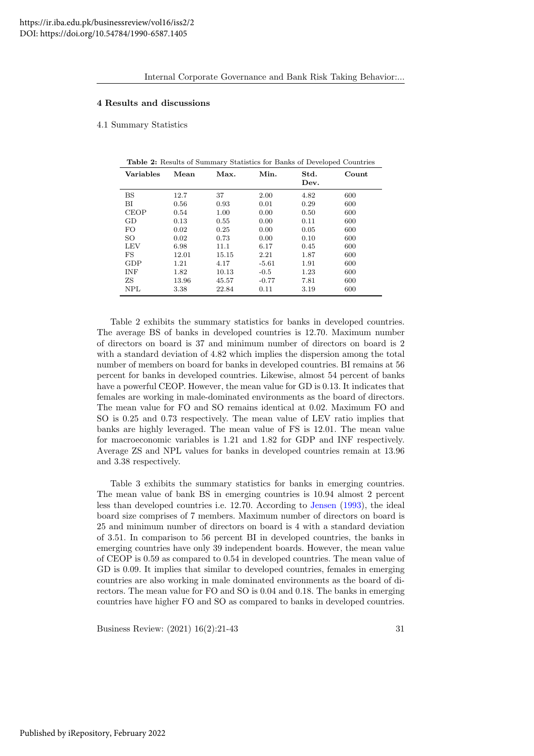## 4 Results and discussions

### 4.1 Summary Statistics

**Table 2:** Results of Summary Statistics for Banks of Developed Countries

| Variables | Mean | Max. | Min. | Std. Dev. | Count |
|---|---|---|---|---|---|
| BS | 12.7 | 37 | 2.00 | 4.82 | 600 |
| BI | 0.56 | 0.93 | 0.01 | 0.29 | 600 |
| CEOP | 0.54 | 1.00 | 0.00 | 0.50 | 600 |
| GD | 0.13 | 0.55 | 0.00 | 0.11 | 600 |
| FO | 0.02 | 0.25 | 0.00 | 0.05 | 600 |
| SO | 0.02 | 0.73 | 0.00 | 0.10 | 600 |
| LEV | 6.98 | 11.1 | 6.17 | 0.45 | 600 |
| FS | 12.01 | 15.15 | 2.21 | 1.87 | 600 |
| GDP | 1.21 | 4.17 | -5.61 | 1.91 | 600 |
| INF | 1.82 | 10.13 | -0.5 | 1.23 | 600 |
| ZS | 13.96 | 45.57 | -0.77 | 7.81 | 600 |
| NPL | 3.38 | 22.84 | 0.11 | 3.19 | 600 |

Table 2 exhibits the summary statistics for banks in developed countries. The average BS of banks in developed countries is 12.70. Maximum number of directors on board is 37 and minimum number of directors on board is 2 with a standard deviation of 4.82 which implies the dispersion among the total number of members on board for banks in developed countries. BI remains at 56 percent for banks in developed countries. Likewise, almost 54 percent of banks have a powerful CEOP. However, the mean value for GD is 0.13. It indicates that females are working in male-dominated environments as the board of directors. The mean value for FO and SO remains identical at 0.02. Maximum FO and SO is 0.25 and 0.73 respectively. The mean value of LEV ratio implies that banks are highly leveraged. The mean value of FS is 12.01. The mean value for macroeconomic variables is 1.21 and 1.82 for GDP and INF respectively. Average ZS and NPL values for banks in developed countries remain at 13.96 and 3.38 respectively.

Table 3 exhibits the summary statistics for banks in emerging countries. The mean value of bank BS in emerging countries is 10.94 almost 2 percent less than developed countries i.e. 12.70. According to Jensen (1993), the ideal board size comprises of 7 members. Maximum number of directors on board is 25 and minimum number of directors on board is 4 with a standard deviation of 3.51. In comparison to 56 percent BI in developed countries, the banks in emerging countries have only 39 independent boards. However, the mean value of CEOP is 0.59 as compared to 0.54 in developed countries. The mean value of GD is 0.09. It implies that similar to developed countries, females in emerging countries are also working in male dominated environments as the board of directors. The mean value for FO and SO is 0.04 and 0.18. The banks in emerging countries have higher FO and SO as compared to banks in developed countries.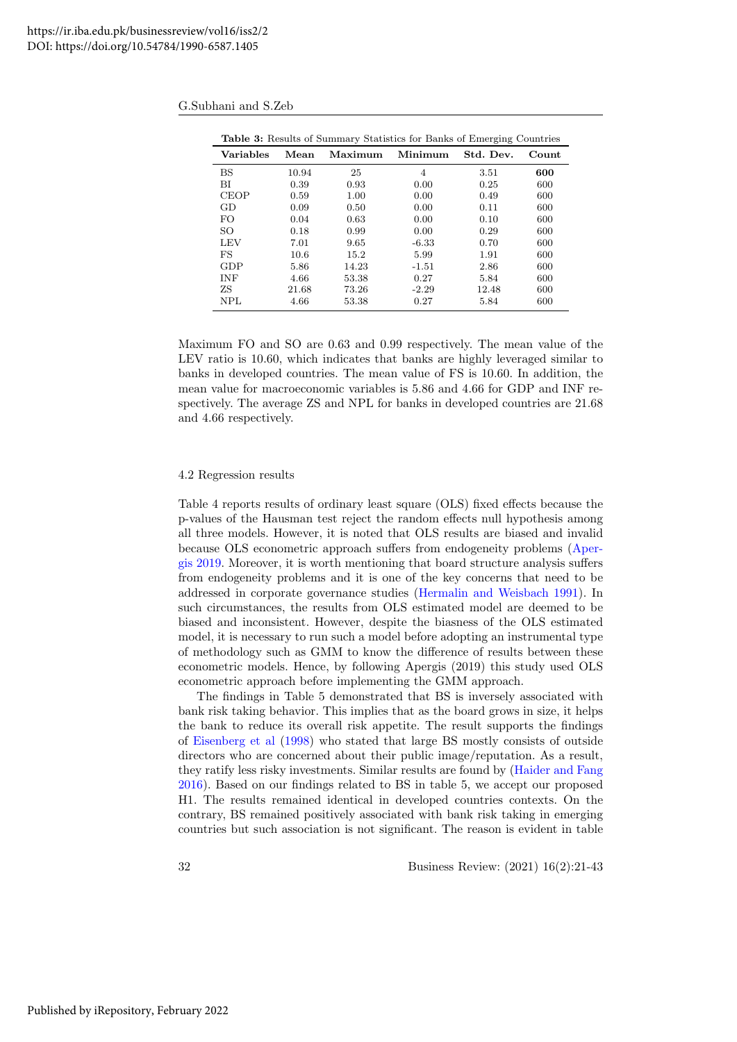**Table 3:** Results of Summary Statistics for Banks of Emerging Countries

| Variables | Mean | Maximum | Minimum | Std. Dev. | Count |
|---|---|---|---|---|---|
| BS | 10.94 | 25 | 4 | 3.51 | **600** |
| BI | 0.39 | 0.93 | 0.00 | 0.25 | 600 |
| CEOP | 0.59 | 1.00 | 0.00 | 0.49 | 600 |
| GD | 0.09 | 0.50 | 0.00 | 0.11 | 600 |
| FO | 0.04 | 0.63 | 0.00 | 0.10 | 600 |
| SO | 0.18 | 0.99 | 0.00 | 0.29 | 600 |
| LEV | 7.01 | 9.65 | -6.33 | 0.70 | 600 |
| FS | 10.6 | 15.2 | 5.99 | 1.91 | 600 |
| GDP | 5.86 | 14.23 | -1.51 | 2.86 | 600 |
| INF | 4.66 | 53.38 | 0.27 | 5.84 | 600 |
| ZS | 21.68 | 73.26 | -2.29 | 12.48 | 600 |
| NPL | 4.66 | 53.38 | 0.27 | 5.84 | 600 |

Maximum FO and SO are 0.63 and 0.99 respectively. The mean value of the LEV ratio is 10.60, which indicates that banks are highly leveraged similar to banks in developed countries. The mean value of FS is 10.60. In addition, the mean value for macroeconomic variables is 5.86 and 4.66 for GDP and INF respectively. The average ZS and NPL for banks in developed countries are 21.68 and 4.66 respectively.

4.2 Regression results

Table 4 reports results of ordinary least square (OLS) fixed effects because the p-values of the Hausman test reject the random effects null hypothesis among all three models. However, it is noted that OLS results are biased and invalid because OLS econometric approach suffers from endogeneity problems (Apergis 2019. Moreover, it is worth mentioning that board structure analysis suffers from endogeneity problems and it is one of the key concerns that need to be addressed in corporate governance studies (Hermalin and Weisbach 1991). In such circumstances, the results from OLS estimated model are deemed to be biased and inconsistent. However, despite the biasness of the OLS estimated model, it is necessary to run such a model before adopting an instrumental type of methodology such as GMM to know the difference of results between these econometric models. Hence, by following Apergis (2019) this study used OLS econometric approach before implementing the GMM approach.

The findings in Table 5 demonstrated that BS is inversely associated with bank risk taking behavior. This implies that as the board grows in size, it helps the bank to reduce its overall risk appetite. The result supports the findings of Eisenberg et al (1998) who stated that large BS mostly consists of outside directors who are concerned about their public image/reputation. As a result, they ratify less risky investments. Similar results are found by (Haider and Fang 2016). Based on our findings related to BS in table 5, we accept our proposed H1. The results remained identical in developed countries contexts. On the contrary, BS remained positively associated with bank risk taking in emerging countries but such association is not significant. The reason is evident in table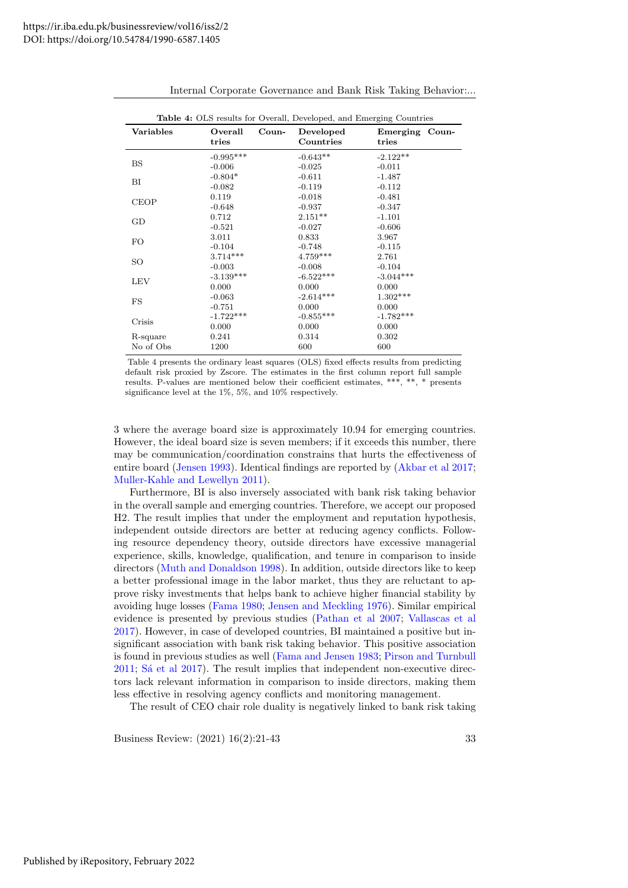**Table 4:** OLS results for Overall, Developed, and Emerging Countries

| Variables | Overall Countries | Developed Countries | Emerging Countries |
|---|---|---|---|
| BS | -0.995*** | -0.643** | -2.122** |
| | -0.006 | -0.025 | -0.011 |
| BI | -0.804* | -0.611 | -1.487 |
| | -0.082 | -0.119 | -0.112 |
| CEOP | 0.119 | -0.018 | -0.481 |
| | -0.648 | -0.937 | -0.347 |
| GD | 0.712 | 2.151** | -1.101 |
| | -0.521 | -0.027 | -0.606 |
| FO | 3.011 | 0.833 | 3.967 |
| | -0.104 | -0.748 | -0.115 |
| SO | 3.714*** | 4.759*** | 2.761 |
| | -0.003 | -0.008 | -0.104 |
| LEV | -3.139*** | -6.522*** | -3.044*** |
| | 0.000 | 0.000 | 0.000 |
| FS | -0.063 | -2.614*** | 1.302*** |
| | -0.751 | 0.000 | 0.000 |
| Crisis | -1.722*** | -0.855*** | -1.782*** |
| | 0.000 | 0.000 | 0.000 |
| R-square | 0.241 | 0.314 | 0.302 |
| No of Obs | 1200 | 600 | 600 |

Table 4 presents the ordinary least squares (OLS) fixed effects results from predicting default risk proxied by Zscore. The estimates in the first column report full sample results. P-values are mentioned below their coefficient estimates, ***, **, * presents significance level at the 1%, 5%, and 10% respectively.

3 where the average board size is approximately 10.94 for emerging countries. However, the ideal board size is seven members; if it exceeds this number, there may be communication/coordination constrains that hurts the effectiveness of entire board (Jensen 1993). Identical findings are reported by (Akbar et al 2017; Muller-Kahle and Lewellyn 2011).

Furthermore, BI is also inversely associated with bank risk taking behavior in the overall sample and emerging countries. Therefore, we accept our proposed H2. The result implies that under the employment and reputation hypothesis, independent outside directors are better at reducing agency conflicts. Following resource dependency theory, outside directors have excessive managerial experience, skills, knowledge, qualification, and tenure in comparison to inside directors (Muth and Donaldson 1998). In addition, outside directors like to keep a better professional image in the labor market, thus they are reluctant to approve risky investments that helps bank to achieve higher financial stability by avoiding huge losses (Fama 1980; Jensen and Meckling 1976). Similar empirical evidence is presented by previous studies (Pathan et al 2007; Vallascas et al 2017). However, in case of developed countries, BI maintained a positive but insignificant association with bank risk taking behavior. This positive association is found in previous studies as well (Fama and Jensen 1983; Pirson and Turnbull 2011; Sá et al 2017). The result implies that independent non-executive directors lack relevant information in comparison to inside directors, making them less effective in resolving agency conflicts and monitoring management.

The result of CEO chair role duality is negatively linked to bank risk taking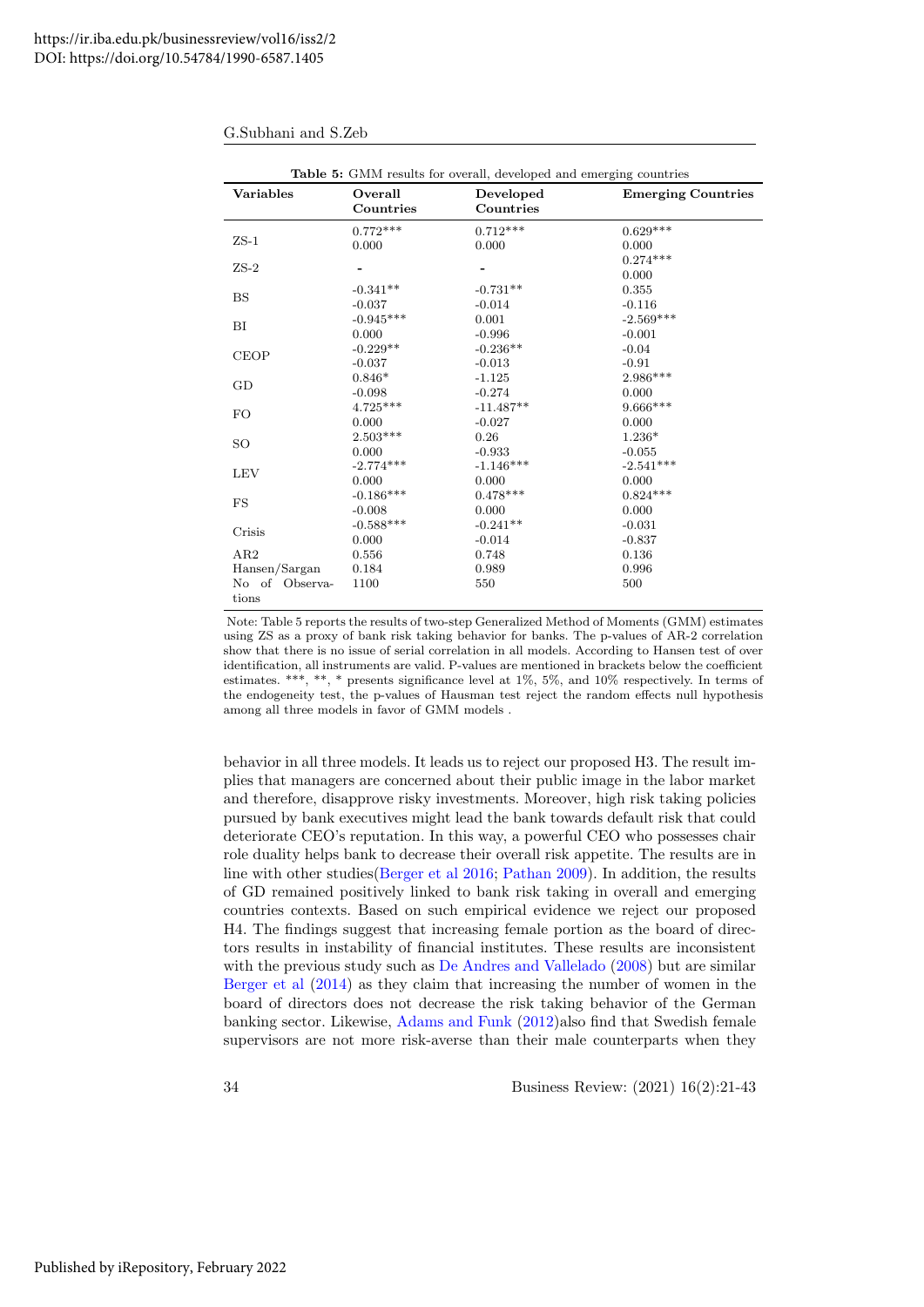**Table 5:** GMM results for overall, developed and emerging countries

| Variables | Overall Countries | Developed Countries | Emerging Countries |
|---|---|---|---|
| ZS-1 | 0.772*** | 0.712*** | 0.629*** |
| | 0.000 | 0.000 | 0.000 |
| ZS-2 | - | - | 0.274*** |
| | | | 0.000 |
| BS | -0.341** | -0.731** | 0.355 |
| | -0.037 | -0.014 | -0.116 |
| BI | -0.945*** | 0.001 | -2.569*** |
| | 0.000 | -0.996 | -0.001 |
| CEOP | -0.229** | -0.236** | -0.04 |
| | -0.037 | -0.013 | -0.91 |
| GD | 0.846* | -1.125 | 2.986*** |
| | -0.098 | -0.274 | 0.000 |
| FO | 4.725*** | -11.487** | 9.666*** |
| | 0.000 | -0.027 | 0.000 |
| SO | 2.503*** | 0.26 | 1.236* |
| | 0.000 | -0.933 | -0.055 |
| LEV | -2.774*** | -1.146*** | -2.541*** |
| | 0.000 | 0.000 | 0.000 |
| FS | -0.186*** | 0.478*** | 0.824*** |
| | -0.008 | 0.000 | 0.000 |
| Crisis | -0.588*** | -0.241** | -0.031 |
| | 0.000 | -0.014 | -0.837 |
| AR2 | 0.556 | 0.748 | 0.136 |
| Hansen/Sargan | 0.184 | 0.989 | 0.996 |
| No of Observations | 1100 | 550 | 500 |

Note: Table 5 reports the results of two-step Generalized Method of Moments (GMM) estimates using ZS as a proxy of bank risk taking behavior for banks. The p-values of AR-2 correlation show that there is no issue of serial correlation in all models. According to Hansen test of over identification, all instruments are valid. P-values are mentioned in brackets below the coefficient estimates. ***, **, * presents significance level at 1%, 5%, and 10% respectively. In terms of the endogeneity test, the p-values of Hausman test reject the random effects null hypothesis among all three models in favor of GMM models .

behavior in all three models. It leads us to reject our proposed H3. The result implies that managers are concerned about their public image in the labor market and therefore, disapprove risky investments. Moreover, high risk taking policies pursued by bank executives might lead the bank towards default risk that could deteriorate CEO's reputation. In this way, a powerful CEO who possesses chair role duality helps bank to decrease their overall risk appetite. The results are in line with other studies(Berger et al 2016; Pathan 2009). In addition, the results of GD remained positively linked to bank risk taking in overall and emerging countries contexts. Based on such empirical evidence we reject our proposed H4. The findings suggest that increasing female portion as the board of directors results in instability of financial institutes. These results are inconsistent with the previous study such as De Andres and Vallelado (2008) but are similar Berger et al (2014) as they claim that increasing the number of women in the board of directors does not decrease the risk taking behavior of the German banking sector. Likewise, Adams and Funk (2012)also find that Swedish female supervisors are not more risk-averse than their male counterparts when they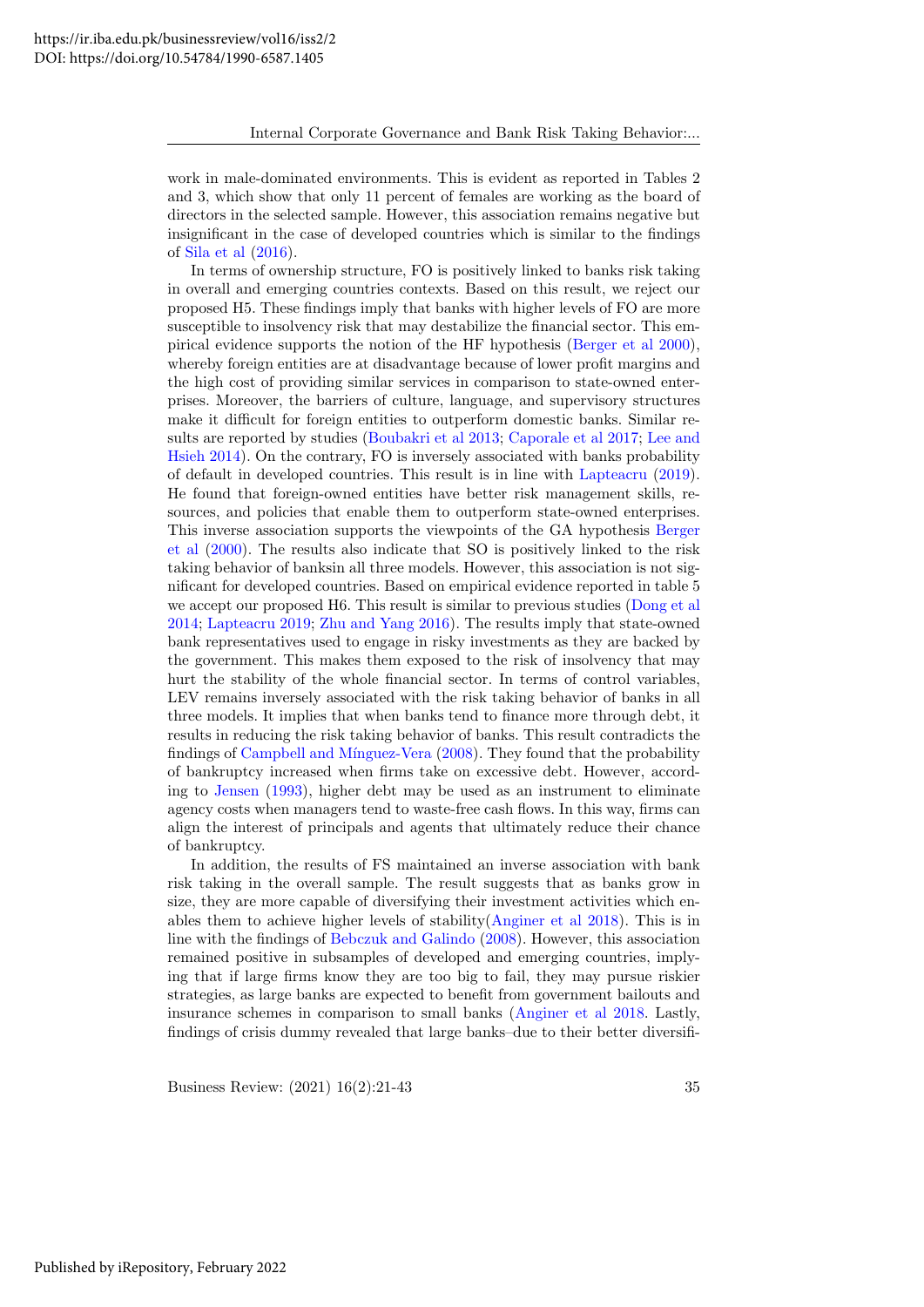work in male-dominated environments. This is evident as reported in Tables 2 and 3, which show that only 11 percent of females are working as the board of directors in the selected sample. However, this association remains negative but insignificant in the case of developed countries which is similar to the findings of Sila et al (2016).

In terms of ownership structure, FO is positively linked to banks risk taking in overall and emerging countries contexts. Based on this result, we reject our proposed H5. These findings imply that banks with higher levels of FO are more susceptible to insolvency risk that may destabilize the financial sector. This empirical evidence supports the notion of the HF hypothesis (Berger et al 2000), whereby foreign entities are at disadvantage because of lower profit margins and the high cost of providing similar services in comparison to state-owned enterprises. Moreover, the barriers of culture, language, and supervisory structures make it difficult for foreign entities to outperform domestic banks. Similar results are reported by studies (Boubakri et al 2013; Caporale et al 2017; Lee and Hsieh 2014). On the contrary, FO is inversely associated with banks probability of default in developed countries. This result is in line with Lapteacru (2019). He found that foreign-owned entities have better risk management skills, resources, and policies that enable them to outperform state-owned enterprises. This inverse association supports the viewpoints of the GA hypothesis Berger et al (2000). The results also indicate that SO is positively linked to the risk taking behavior of banksin all three models. However, this association is not significant for developed countries. Based on empirical evidence reported in table 5 we accept our proposed H6. This result is similar to previous studies (Dong et al 2014; Lapteacru 2019; Zhu and Yang 2016). The results imply that state-owned bank representatives used to engage in risky investments as they are backed by the government. This makes them exposed to the risk of insolvency that may hurt the stability of the whole financial sector. In terms of control variables, LEV remains inversely associated with the risk taking behavior of banks in all three models. It implies that when banks tend to finance more through debt, it results in reducing the risk taking behavior of banks. This result contradicts the findings of Campbell and Mínguez-Vera (2008). They found that the probability of bankruptcy increased when firms take on excessive debt. However, according to Jensen (1993), higher debt may be used as an instrument to eliminate agency costs when managers tend to waste-free cash flows. In this way, firms can align the interest of principals and agents that ultimately reduce their chance of bankruptcy.

In addition, the results of FS maintained an inverse association with bank risk taking in the overall sample. The result suggests that as banks grow in size, they are more capable of diversifying their investment activities which enables them to achieve higher levels of stability(Anginer et al 2018). This is in line with the findings of Bebczuk and Galindo (2008). However, this association remained positive in subsamples of developed and emerging countries, implying that if large firms know they are too big to fail, they may pursue riskier strategies, as large banks are expected to benefit from government bailouts and insurance schemes in comparison to small banks (Anginer et al 2018. Lastly, findings of crisis dummy revealed that large banks–due to their better diversifi-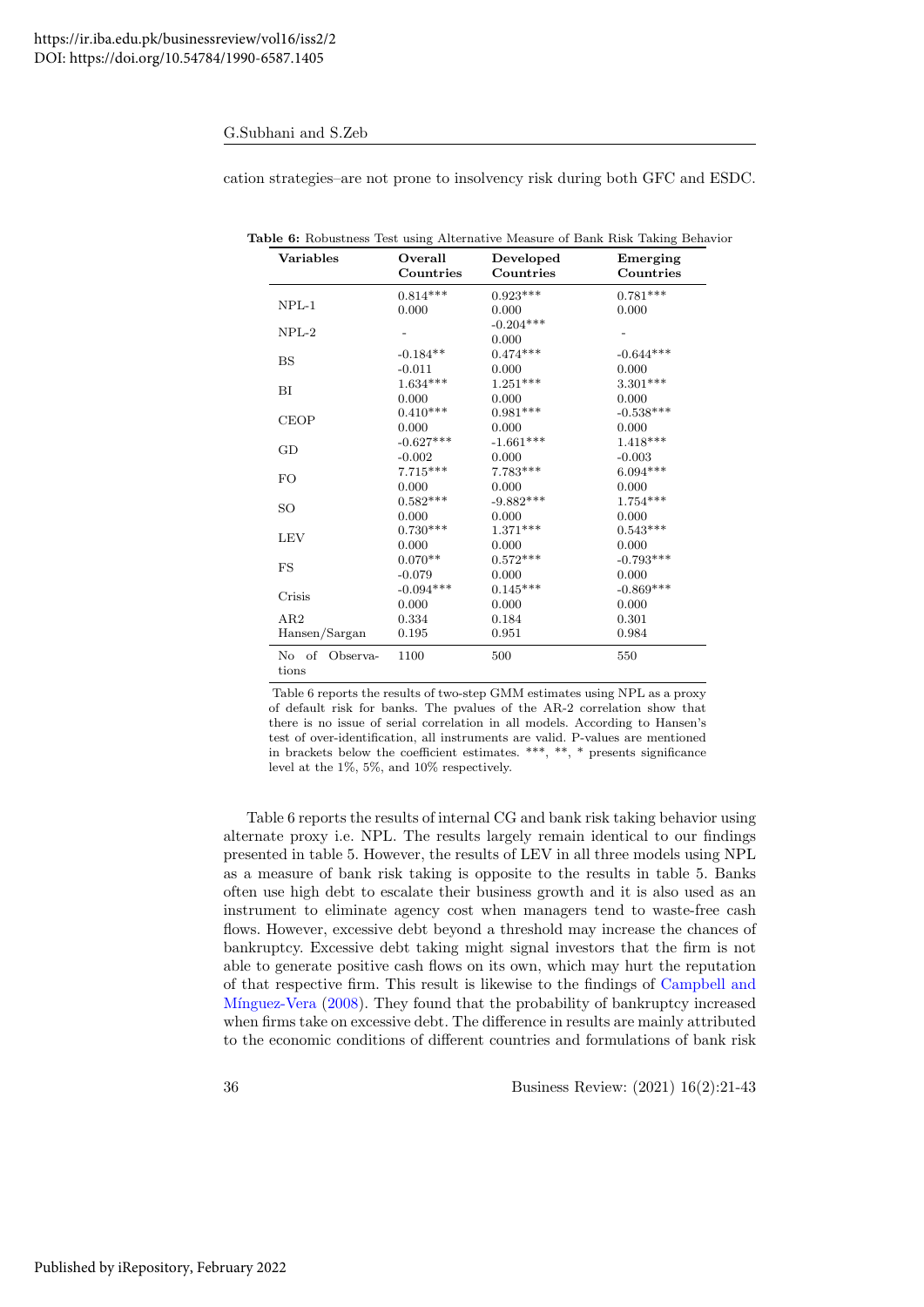cation strategies–are not prone to insolvency risk during both GFC and ESDC.

**Table 6:** Robustness Test using Alternative Measure of Bank Risk Taking Behavior

| Variables | Overall Countries | Developed Countries | Emerging Countries |
|---|---|---|---|
| NPL-1 | 0.814*** | 0.923*** | 0.781*** |
| | 0.000 | 0.000 | 0.000 |
| NPL-2 | - | -0.204*** | - |
| | | 0.000 | |
| BS | -0.184** | 0.474*** | -0.644*** |
| | -0.011 | 0.000 | 0.000 |
| BI | 1.634*** | 1.251*** | 3.301*** |
| | 0.000 | 0.000 | 0.000 |
| CEOP | 0.410*** | 0.981*** | -0.538*** |
| | 0.000 | 0.000 | 0.000 |
| GD | -0.627*** | -1.661*** | 1.418*** |
| | -0.002 | 0.000 | -0.003 |
| FO | 7.715*** | 7.783*** | 6.094*** |
| | 0.000 | 0.000 | 0.000 |
| SO | 0.582*** | -9.882*** | 1.754*** |
| | 0.000 | 0.000 | 0.000 |
| LEV | 0.730*** | 1.371*** | 0.543*** |
| | 0.000 | 0.000 | 0.000 |
| FS | 0.070** | 0.572*** | -0.793*** |
| | -0.079 | 0.000 | 0.000 |
| Crisis | -0.094*** | 0.145*** | -0.869*** |
| | 0.000 | 0.000 | 0.000 |
| AR2 | 0.334 | 0.184 | 0.301 |
| Hansen/Sargan | 0.195 | 0.951 | 0.984 |
| No of Observations | 1100 | 500 | 550 |

Table 6 reports the results of two-step GMM estimates using NPL as a proxy of default risk for banks. The pvalues of the AR-2 correlation show that there is no issue of serial correlation in all models. According to Hansen's test of over-identification, all instruments are valid. P-values are mentioned in brackets below the coefficient estimates. ***, **, * presents significance level at the 1%, 5%, and 10% respectively.

Table 6 reports the results of internal CG and bank risk taking behavior using alternate proxy i.e. NPL. The results largely remain identical to our findings presented in table 5. However, the results of LEV in all three models using NPL as a measure of bank risk taking is opposite to the results in table 5. Banks often use high debt to escalate their business growth and it is also used as an instrument to eliminate agency cost when managers tend to waste-free cash flows. However, excessive debt beyond a threshold may increase the chances of bankruptcy. Excessive debt taking might signal investors that the firm is not able to generate positive cash flows on its own, which may hurt the reputation of that respective firm. This result is likewise to the findings of Campbell and Mínguez-Vera (2008). They found that the probability of bankruptcy increased when firms take on excessive debt. The difference in results are mainly attributed to the economic conditions of different countries and formulations of bank risk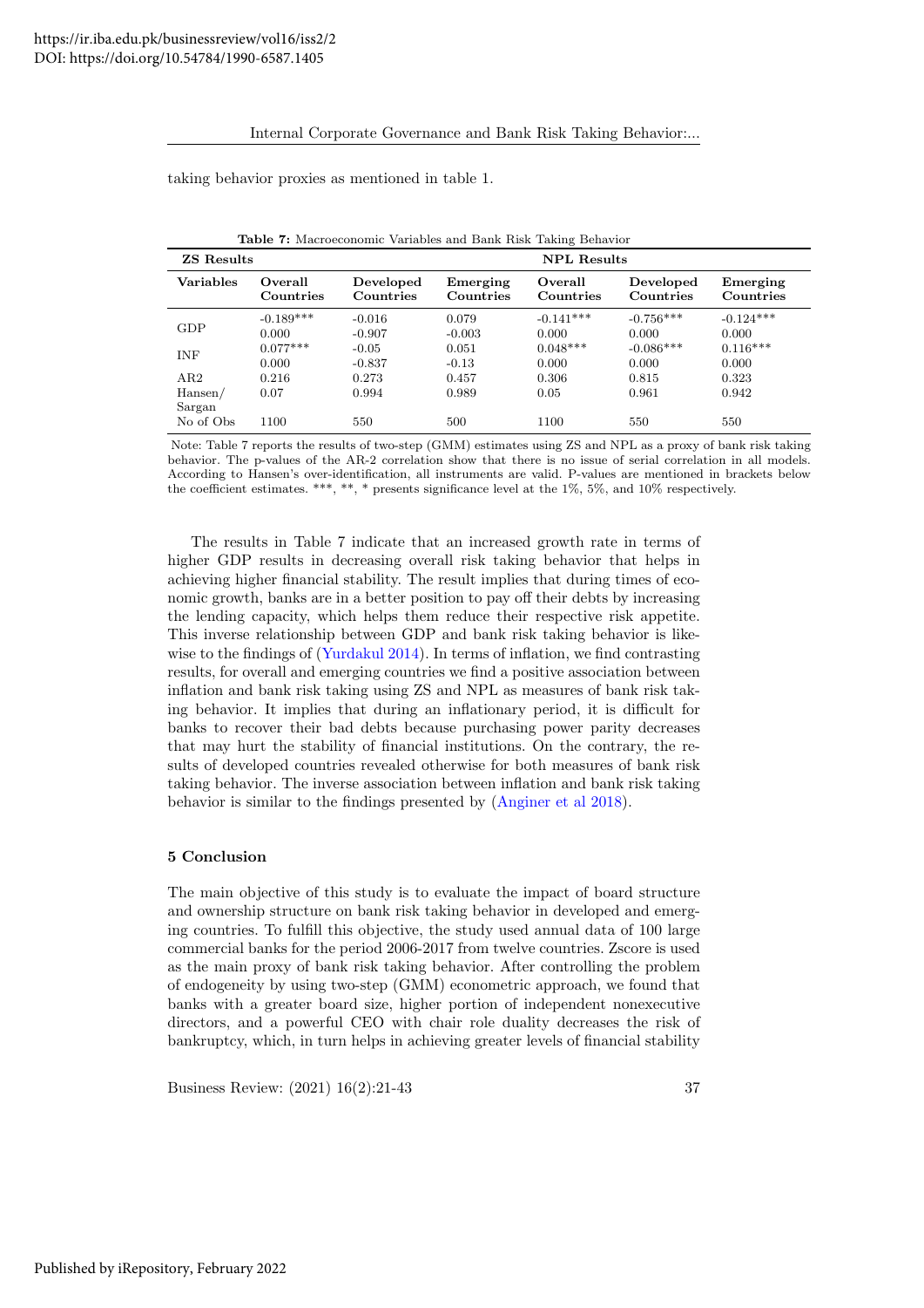taking behavior proxies as mentioned in table 1.

**Table 7:** Macroeconomic Variables and Bank Risk Taking Behavior

| **ZS Results** | | | | **NPL Results** | | |
|---|---|---|---|---|---|---|
| **Variables** | **Overall Countries** | **Developed Countries** | **Emerging Countries** | **Overall Countries** | **Developed Countries** | **Emerging Countries** |
| GDP | -0.189*** | -0.016 | 0.079 | -0.141*** | -0.756*** | -0.124*** |
| | 0.000 | -0.907 | -0.003 | 0.000 | 0.000 | 0.000 |
| INF | 0.077*** | -0.05 | 0.051 | 0.048*** | -0.086*** | 0.116*** |
| | 0.000 | -0.837 | -0.13 | 0.000 | 0.000 | 0.000 |
| AR2 | 0.216 | 0.273 | 0.457 | 0.306 | 0.815 | 0.323 |
| Hansen/ Sargan | 0.07 | 0.994 | 0.989 | 0.05 | 0.961 | 0.942 |
| No of Obs | 1100 | 550 | 500 | 1100 | 550 | 550 |

Note: Table 7 reports the results of two-step (GMM) estimates using ZS and NPL as a proxy of bank risk taking behavior. The p-values of the AR-2 correlation show that there is no issue of serial correlation in all models. According to Hansen's over-identification, all instruments are valid. P-values are mentioned in brackets below the coefficient estimates. ***, **, * presents significance level at the 1%, 5%, and 10% respectively.

The results in Table 7 indicate that an increased growth rate in terms of higher GDP results in decreasing overall risk taking behavior that helps in achieving higher financial stability. The result implies that during times of economic growth, banks are in a better position to pay off their debts by increasing the lending capacity, which helps them reduce their respective risk appetite. This inverse relationship between GDP and bank risk taking behavior is likewise to the findings of (Yurdakul 2014). In terms of inflation, we find contrasting results, for overall and emerging countries we find a positive association between inflation and bank risk taking using ZS and NPL as measures of bank risk taking behavior. It implies that during an inflationary period, it is difficult for banks to recover their bad debts because purchasing power parity decreases that may hurt the stability of financial institutions. On the contrary, the results of developed countries revealed otherwise for both measures of bank risk taking behavior. The inverse association between inflation and bank risk taking behavior is similar to the findings presented by (Anginer et al 2018).

## 5 Conclusion

The main objective of this study is to evaluate the impact of board structure and ownership structure on bank risk taking behavior in developed and emerging countries. To fulfill this objective, the study used annual data of 100 large commercial banks for the period 2006-2017 from twelve countries. Zscore is used as the main proxy of bank risk taking behavior. After controlling the problem of endogeneity by using two-step (GMM) econometric approach, we found that banks with a greater board size, higher portion of independent nonexecutive directors, and a powerful CEO with chair role duality decreases the risk of bankruptcy, which, in turn helps in achieving greater levels of financial stability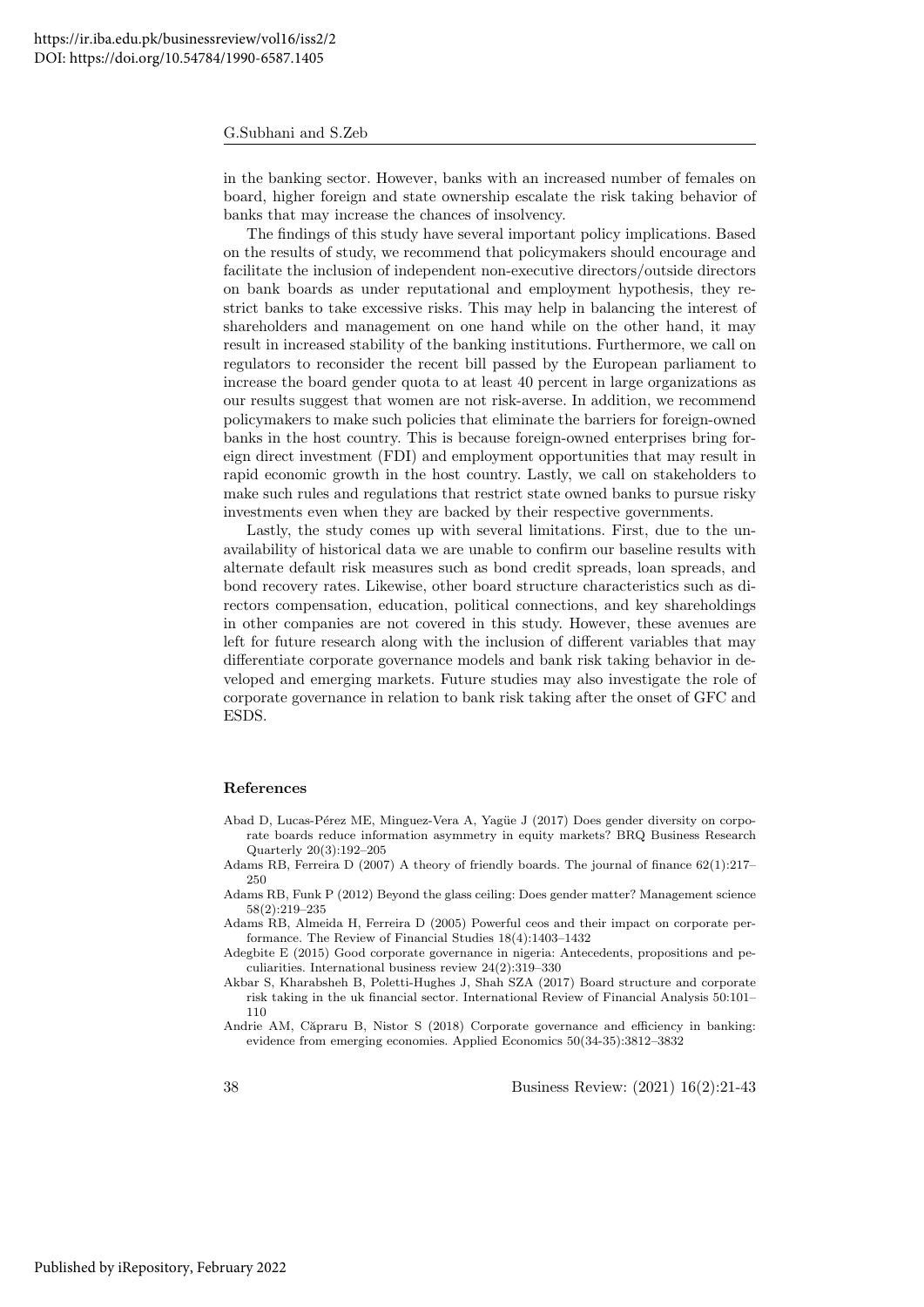in the banking sector. However, banks with an increased number of females on board, higher foreign and state ownership escalate the risk taking behavior of banks that may increase the chances of insolvency.

The findings of this study have several important policy implications. Based on the results of study, we recommend that policymakers should encourage and facilitate the inclusion of independent non-executive directors/outside directors on bank boards as under reputational and employment hypothesis, they restrict banks to take excessive risks. This may help in balancing the interest of shareholders and management on one hand while on the other hand, it may result in increased stability of the banking institutions. Furthermore, we call on regulators to reconsider the recent bill passed by the European parliament to increase the board gender quota to at least 40 percent in large organizations as our results suggest that women are not risk-averse. In addition, we recommend policymakers to make such policies that eliminate the barriers for foreign-owned banks in the host country. This is because foreign-owned enterprises bring foreign direct investment (FDI) and employment opportunities that may result in rapid economic growth in the host country. Lastly, we call on stakeholders to make such rules and regulations that restrict state owned banks to pursue risky investments even when they are backed by their respective governments.

Lastly, the study comes up with several limitations. First, due to the unavailability of historical data we are unable to confirm our baseline results with alternate default risk measures such as bond credit spreads, loan spreads, and bond recovery rates. Likewise, other board structure characteristics such as directors compensation, education, political connections, and key shareholdings in other companies are not covered in this study. However, these avenues are left for future research along with the inclusion of different variables that may differentiate corporate governance models and bank risk taking behavior in developed and emerging markets. Future studies may also investigate the role of corporate governance in relation to bank risk taking after the onset of GFC and ESDS.

## References

Abad D, Lucas-Pérez ME, Minguez-Vera A, Yagüe J (2017) Does gender diversity on corporate boards reduce information asymmetry in equity markets? BRQ Business Research Quarterly 20(3):192–205

Adams RB, Ferreira D (2007) A theory of friendly boards. The journal of finance 62(1):217–250

Adams RB, Funk P (2012) Beyond the glass ceiling: Does gender matter? Management science 58(2):219–235

Adams RB, Almeida H, Ferreira D (2005) Powerful ceos and their impact on corporate performance. The Review of Financial Studies 18(4):1403–1432

Adegbite E (2015) Good corporate governance in nigeria: Antecedents, propositions and peculiarities. International business review 24(2):319–330

Akbar S, Kharabsheh B, Poletti-Hughes J, Shah SZA (2017) Board structure and corporate risk taking in the uk financial sector. International Review of Financial Analysis 50:101–110

Andrie AM, Căpraru B, Nistor S (2018) Corporate governance and efficiency in banking: evidence from emerging economies. Applied Economics 50(34-35):3812–3832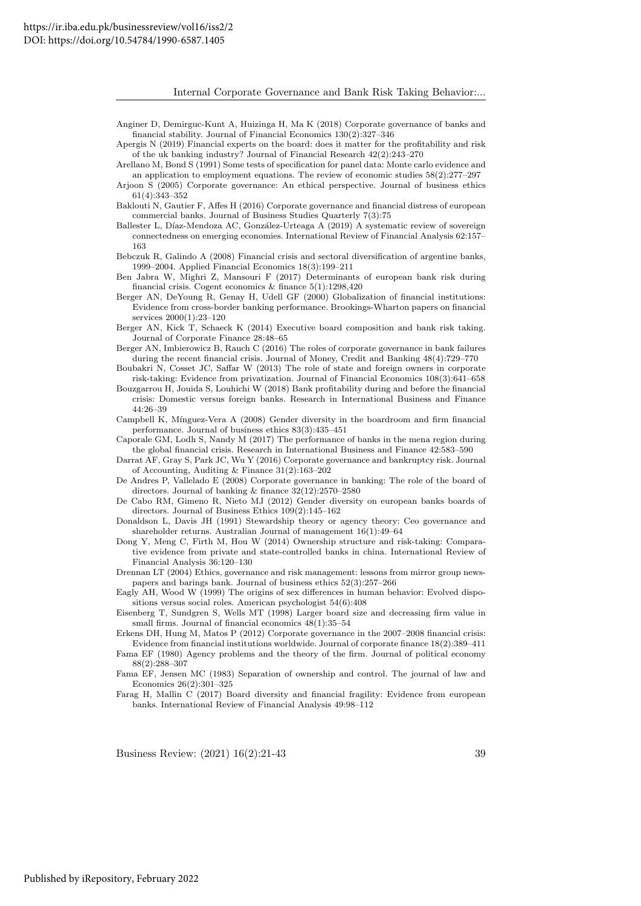Anginer D, Demirguc-Kunt A, Huizinga H, Ma K (2018) Corporate governance of banks and financial stability. Journal of Financial Economics 130(2):327–346

Apergis N (2019) Financial experts on the board: does it matter for the profitability and risk of the uk banking industry? Journal of Financial Research 42(2):243–270

Arellano M, Bond S (1991) Some tests of specification for panel data: Monte carlo evidence and an application to employment equations. The review of economic studies 58(2):277–297

Arjoon S (2005) Corporate governance: An ethical perspective. Journal of business ethics 61(4):343–352

Baklouti N, Gautier F, Affes H (2016) Corporate governance and financial distress of european commercial banks. Journal of Business Studies Quarterly 7(3):75

Ballester L, Díaz-Mendoza AC, González-Urteaga A (2019) A systematic review of sovereign connectedness on emerging economies. International Review of Financial Analysis 62:157–163

Bebczuk R, Galindo A (2008) Financial crisis and sectoral diversification of argentine banks, 1999–2004. Applied Financial Economics 18(3):199–211

Ben Jabra W, Mighri Z, Mansouri F (2017) Determinants of european bank risk during financial crisis. Cogent economics & finance 5(1):1298,420

Berger AN, DeYoung R, Genay H, Udell GF (2000) Globalization of financial institutions: Evidence from cross-border banking performance. Brookings-Wharton papers on financial services 2000(1):23–120

Berger AN, Kick T, Schaeck K (2014) Executive board composition and bank risk taking. Journal of Corporate Finance 28:48–65

Berger AN, Imbierowicz B, Rauch C (2016) The roles of corporate governance in bank failures during the recent financial crisis. Journal of Money, Credit and Banking 48(4):729–770

Boubakri N, Cosset JC, Saffar W (2013) The role of state and foreign owners in corporate risk-taking: Evidence from privatization. Journal of Financial Economics 108(3):641–658

Bouzgarrou H, Jouida S, Louhichi W (2018) Bank profitability during and before the financial crisis: Domestic versus foreign banks. Research in International Business and Finance 44:26–39

Campbell K, Mínguez-Vera A (2008) Gender diversity in the boardroom and firm financial performance. Journal of business ethics 83(3):435–451

Caporale GM, Lodh S, Nandy M (2017) The performance of banks in the mena region during the global financial crisis. Research in International Business and Finance 42:583–590

Darrat AF, Gray S, Park JC, Wu Y (2016) Corporate governance and bankruptcy risk. Journal of Accounting, Auditing & Finance 31(2):163–202

De Andres P, Vallelado E (2008) Corporate governance in banking: The role of the board of directors. Journal of banking & finance 32(12):2570–2580

De Cabo RM, Gimeno R, Nieto MJ (2012) Gender diversity on european banks boards of directors. Journal of Business Ethics 109(2):145–162

Donaldson L, Davis JH (1991) Stewardship theory or agency theory: Ceo governance and shareholder returns. Australian Journal of management 16(1):49–64

Dong Y, Meng C, Firth M, Hou W (2014) Ownership structure and risk-taking: Comparative evidence from private and state-controlled banks in china. International Review of Financial Analysis 36:120–130

Drennan LT (2004) Ethics, governance and risk management: lessons from mirror group newspapers and barings bank. Journal of business ethics 52(3):257–266

Eagly AH, Wood W (1999) The origins of sex differences in human behavior: Evolved dispositions versus social roles. American psychologist 54(6):408

Eisenberg T, Sundgren S, Wells MT (1998) Larger board size and decreasing firm value in small firms. Journal of financial economics 48(1):35–54

Erkens DH, Hung M, Matos P (2012) Corporate governance in the 2007–2008 financial crisis: Evidence from financial institutions worldwide. Journal of corporate finance 18(2):389–411

Fama EF (1980) Agency problems and the theory of the firm. Journal of political economy 88(2):288–307

Fama EF, Jensen MC (1983) Separation of ownership and control. The journal of law and Economics 26(2):301–325

Farag H, Mallin C (2017) Board diversity and financial fragility: Evidence from european banks. International Review of Financial Analysis 49:98–112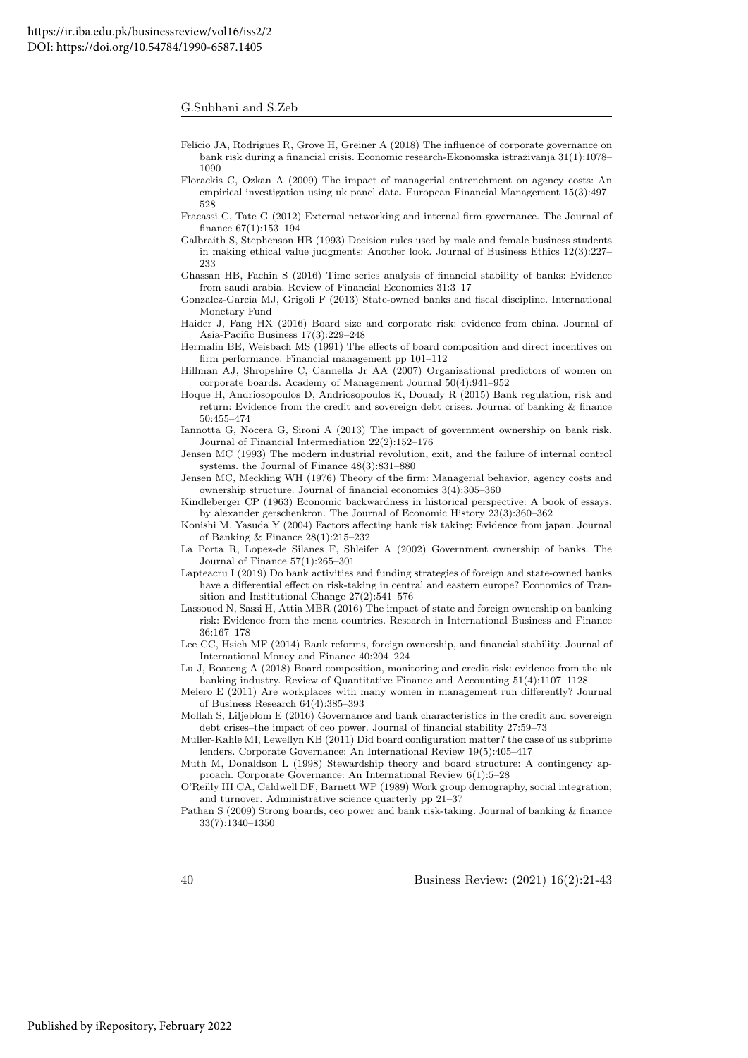Felício JA, Rodrigues R, Grove H, Greiner A (2018) The influence of corporate governance on bank risk during a financial crisis. Economic research-Ekonomska istraživanja 31(1):1078–1090

Florackis C, Ozkan A (2009) The impact of managerial entrenchment on agency costs: An empirical investigation using uk panel data. European Financial Management 15(3):497–528

Fracassi C, Tate G (2012) External networking and internal firm governance. The Journal of finance 67(1):153–194

Galbraith S, Stephenson HB (1993) Decision rules used by male and female business students in making ethical value judgments: Another look. Journal of Business Ethics 12(3):227–233

Ghassan HB, Fachin S (2016) Time series analysis of financial stability of banks: Evidence from saudi arabia. Review of Financial Economics 31:3–17

Gonzalez-Garcia MJ, Grigoli F (2013) State-owned banks and fiscal discipline. International Monetary Fund

Haider J, Fang HX (2016) Board size and corporate risk: evidence from china. Journal of Asia-Pacific Business 17(3):229–248

Hermalin BE, Weisbach MS (1991) The effects of board composition and direct incentives on firm performance. Financial management pp 101–112

Hillman AJ, Shropshire C, Cannella Jr AA (2007) Organizational predictors of women on corporate boards. Academy of Management Journal 50(4):941–952

Hoque H, Andriosopoulos D, Andriosopoulos K, Douady R (2015) Bank regulation, risk and return: Evidence from the credit and sovereign debt crises. Journal of banking & finance 50:455–474

Iannotta G, Nocera G, Sironi A (2013) The impact of government ownership on bank risk. Journal of Financial Intermediation 22(2):152–176

Jensen MC (1993) The modern industrial revolution, exit, and the failure of internal control systems. the Journal of Finance 48(3):831–880

Jensen MC, Meckling WH (1976) Theory of the firm: Managerial behavior, agency costs and ownership structure. Journal of financial economics 3(4):305–360

Kindleberger CP (1963) Economic backwardness in historical perspective: A book of essays. by alexander gerschenkron. The Journal of Economic History 23(3):360–362

Konishi M, Yasuda Y (2004) Factors affecting bank risk taking: Evidence from japan. Journal of Banking & Finance 28(1):215–232

La Porta R, Lopez-de Silanes F, Shleifer A (2002) Government ownership of banks. The Journal of Finance 57(1):265–301

Lapteacru I (2019) Do bank activities and funding strategies of foreign and state-owned banks have a differential effect on risk-taking in central and eastern europe? Economics of Transition and Institutional Change 27(2):541–576

Lassoued N, Sassi H, Attia MBR (2016) The impact of state and foreign ownership on banking risk: Evidence from the mena countries. Research in International Business and Finance 36:167–178

Lee CC, Hsieh MF (2014) Bank reforms, foreign ownership, and financial stability. Journal of International Money and Finance 40:204–224

Lu J, Boateng A (2018) Board composition, monitoring and credit risk: evidence from the uk banking industry. Review of Quantitative Finance and Accounting 51(4):1107–1128

Melero E (2011) Are workplaces with many women in management run differently? Journal of Business Research 64(4):385–393

Mollah S, Liljeblom E (2016) Governance and bank characteristics in the credit and sovereign debt crises–the impact of ceo power. Journal of financial stability 27:59–73

Muller-Kahle MI, Lewellyn KB (2011) Did board configuration matter? the case of us subprime lenders. Corporate Governance: An International Review 19(5):405–417

Muth M, Donaldson L (1998) Stewardship theory and board structure: A contingency approach. Corporate Governance: An International Review 6(1):5–28

O'Reilly III CA, Caldwell DF, Barnett WP (1989) Work group demography, social integration, and turnover. Administrative science quarterly pp 21–37

Pathan S (2009) Strong boards, ceo power and bank risk-taking. Journal of banking & finance 33(7):1340–1350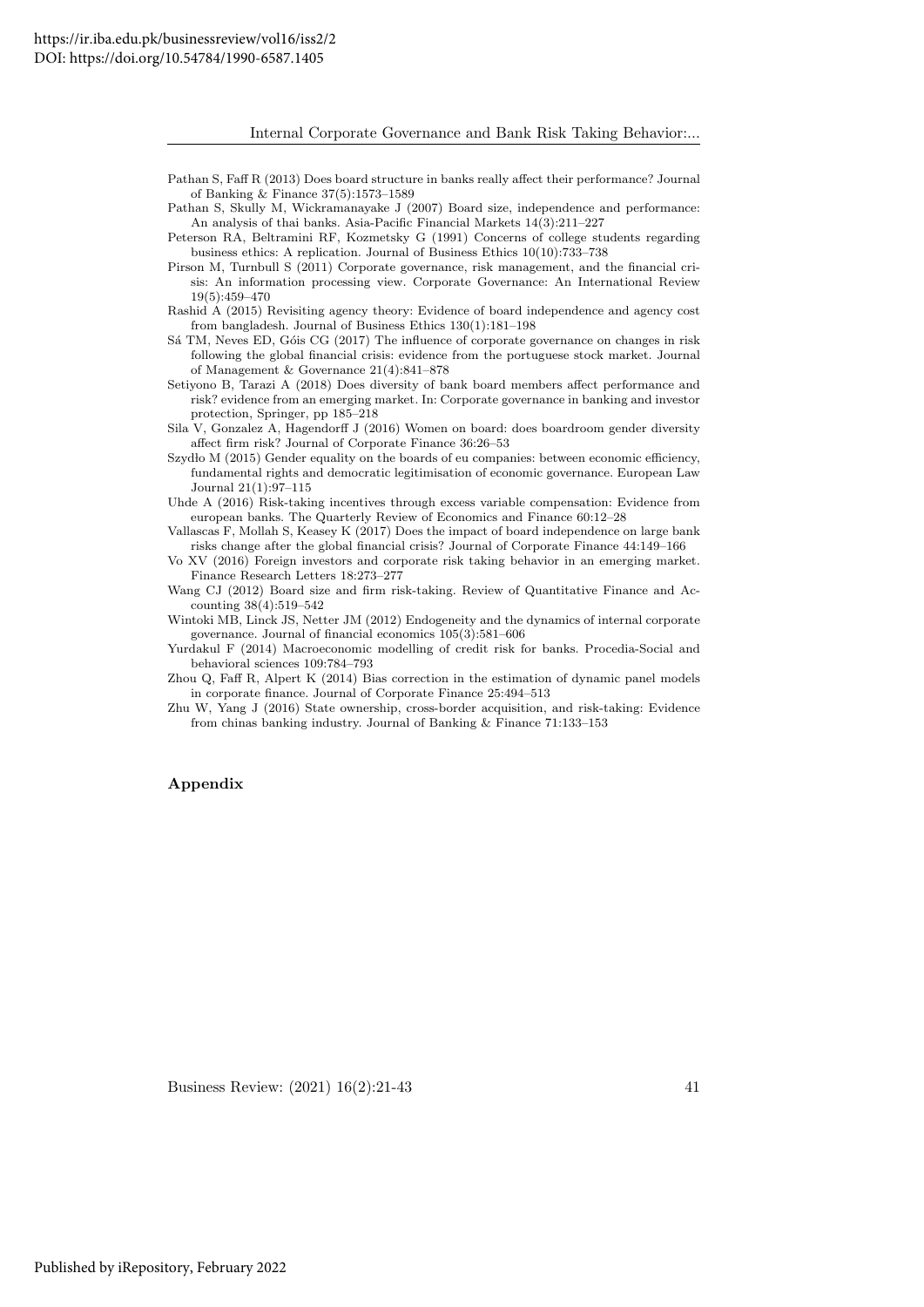Pathan S, Faff R (2013) Does board structure in banks really affect their performance? Journal of Banking & Finance 37(5):1573–1589

Pathan S, Skully M, Wickramanayake J (2007) Board size, independence and performance: An analysis of thai banks. Asia-Pacific Financial Markets 14(3):211–227

Peterson RA, Beltramini RF, Kozmetsky G (1991) Concerns of college students regarding business ethics: A replication. Journal of Business Ethics 10(10):733–738

Pirson M, Turnbull S (2011) Corporate governance, risk management, and the financial crisis: An information processing view. Corporate Governance: An International Review 19(5):459–470

Rashid A (2015) Revisiting agency theory: Evidence of board independence and agency cost from bangladesh. Journal of Business Ethics 130(1):181–198

Sá TM, Neves ED, Góis CG (2017) The influence of corporate governance on changes in risk following the global financial crisis: evidence from the portuguese stock market. Journal of Management & Governance 21(4):841–878

Setiyono B, Tarazi A (2018) Does diversity of bank board members affect performance and risk? evidence from an emerging market. In: Corporate governance in banking and investor protection, Springer, pp 185–218

Sila V, Gonzalez A, Hagendorff J (2016) Women on board: does boardroom gender diversity affect firm risk? Journal of Corporate Finance 36:26–53

Szydło M (2015) Gender equality on the boards of eu companies: between economic efficiency, fundamental rights and democratic legitimisation of economic governance. European Law Journal 21(1):97–115

Uhde A (2016) Risk-taking incentives through excess variable compensation: Evidence from european banks. The Quarterly Review of Economics and Finance 60:12–28

Vallascas F, Mollah S, Keasey K (2017) Does the impact of board independence on large bank risks change after the global financial crisis? Journal of Corporate Finance 44:149–166

Vo XV (2016) Foreign investors and corporate risk taking behavior in an emerging market. Finance Research Letters 18:273–277

Wang CJ (2012) Board size and firm risk-taking. Review of Quantitative Finance and Accounting 38(4):519–542

Wintoki MB, Linck JS, Netter JM (2012) Endogeneity and the dynamics of internal corporate governance. Journal of financial economics 105(3):581–606

Yurdakul F (2014) Macroeconomic modelling of credit risk for banks. Procedia-Social and behavioral sciences 109:784–793

Zhou Q, Faff R, Alpert K (2014) Bias correction in the estimation of dynamic panel models in corporate finance. Journal of Corporate Finance 25:494–513

Zhu W, Yang J (2016) State ownership, cross-border acquisition, and risk-taking: Evidence from chinas banking industry. Journal of Banking & Finance 71:133–153

## Appendix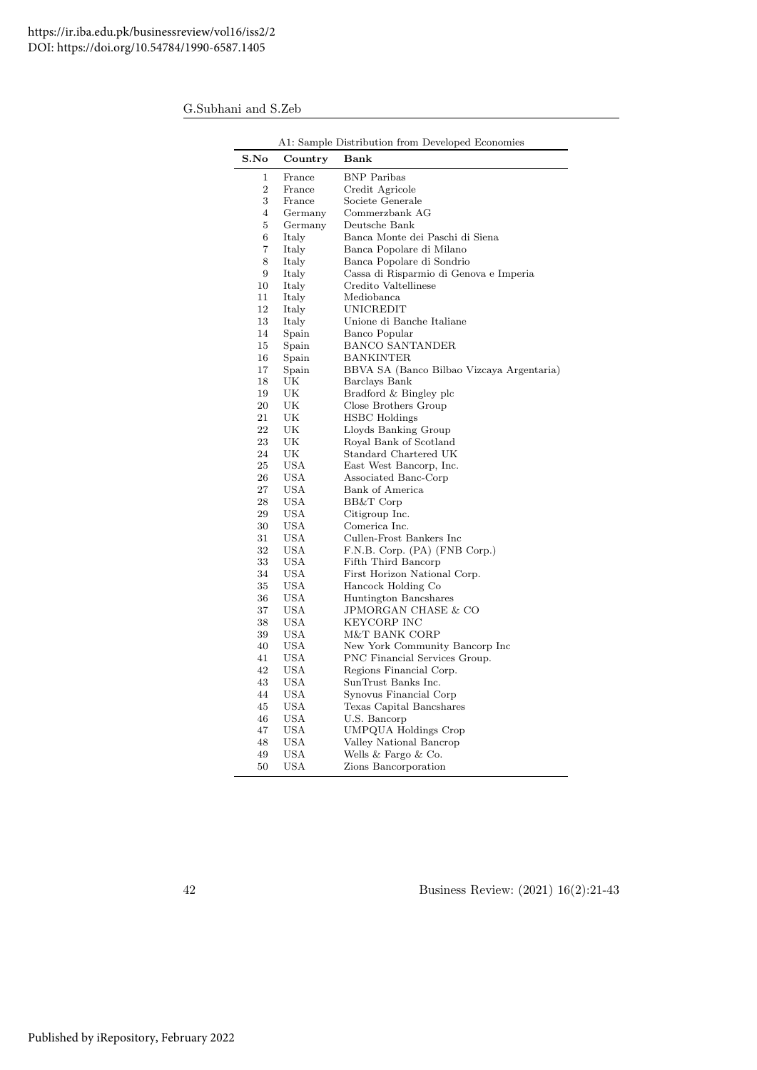A1: Sample Distribution from Developed Economies

| S.No | Country | Bank |
|---|---|---|
| 1 | France | BNP Paribas |
| 2 | France | Credit Agricole |
| 3 | France | Societe Generale |
| 4 | Germany | Commerzbank AG |
| 5 | Germany | Deutsche Bank |
| 6 | Italy | Banca Monte dei Paschi di Siena |
| 7 | Italy | Banca Popolare di Milano |
| 8 | Italy | Banca Popolare di Sondrio |
| 9 | Italy | Cassa di Risparmio di Genova e Imperia |
| 10 | Italy | Credito Valtellinese |
| 11 | Italy | Mediobanca |
| 12 | Italy | UNICREDIT |
| 13 | Italy | Unione di Banche Italiane |
| 14 | Spain | Banco Popular |
| 15 | Spain | BANCO SANTANDER |
| 16 | Spain | BANKINTER |
| 17 | Spain | BBVA SA (Banco Bilbao Vizcaya Argentaria) |
| 18 | UK | Barclays Bank |
| 19 | UK | Bradford & Bingley plc |
| 20 | UK | Close Brothers Group |
| 21 | UK | HSBC Holdings |
| 22 | UK | Lloyds Banking Group |
| 23 | UK | Royal Bank of Scotland |
| 24 | UK | Standard Chartered UK |
| 25 | USA | East West Bancorp, Inc. |
| 26 | USA | Associated Banc-Corp |
| 27 | USA | Bank of America |
| 28 | USA | BB&T Corp |
| 29 | USA | Citigroup Inc. |
| 30 | USA | Comerica Inc. |
| 31 | USA | Cullen-Frost Bankers Inc |
| 32 | USA | F.N.B. Corp. (PA) (FNB Corp.) |
| 33 | USA | Fifth Third Bancorp |
| 34 | USA | First Horizon National Corp. |
| 35 | USA | Hancock Holding Co |
| 36 | USA | Huntington Bancshares |
| 37 | USA | JPMORGAN CHASE & CO |
| 38 | USA | KEYCORP INC |
| 39 | USA | M&T BANK CORP |
| 40 | USA | New York Community Bancorp Inc |
| 41 | USA | PNC Financial Services Group. |
| 42 | USA | Regions Financial Corp. |
| 43 | USA | SunTrust Banks Inc. |
| 44 | USA | Synovus Financial Corp |
| 45 | USA | Texas Capital Bancshares |
| 46 | USA | U.S. Bancorp |
| 47 | USA | UMPQUA Holdings Crop |
| 48 | USA | Valley National Bancrop |
| 49 | USA | Wells & Fargo & Co. |
| 50 | USA | Zions Bancorporation |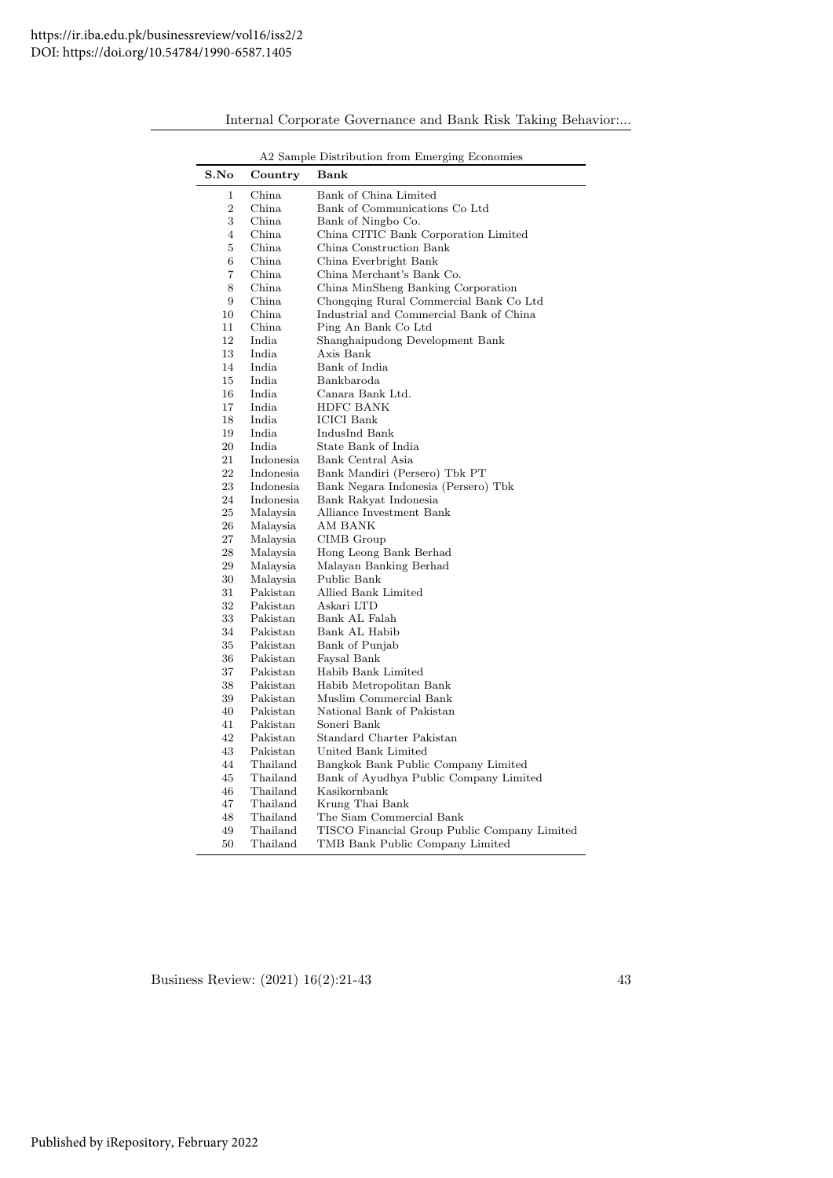A2 Sample Distribution from Emerging Economies

| S.No | Country | Bank |
|---|---|---|
| 1 | China | Bank of China Limited |
| 2 | China | Bank of Communications Co Ltd |
| 3 | China | Bank of Ningbo Co. |
| 4 | China | China CITIC Bank Corporation Limited |
| 5 | China | China Construction Bank |
| 6 | China | China Everbright Bank |
| 7 | China | China Merchant's Bank Co. |
| 8 | China | China MinSheng Banking Corporation |
| 9 | China | Chongqing Rural Commercial Bank Co Ltd |
| 10 | China | Industrial and Commercial Bank of China |
| 11 | China | Ping An Bank Co Ltd |
| 12 | India | Shanghaipudong Development Bank |
| 13 | India | Axis Bank |
| 14 | India | Bank of India |
| 15 | India | Bankbaroda |
| 16 | India | Canara Bank Ltd. |
| 17 | India | HDFC BANK |
| 18 | India | ICICI Bank |
| 19 | India | IndusInd Bank |
| 20 | India | State Bank of India |
| 21 | Indonesia | Bank Central Asia |
| 22 | Indonesia | Bank Mandiri (Persero) Tbk PT |
| 23 | Indonesia | Bank Negara Indonesia (Persero) Tbk |
| 24 | Indonesia | Bank Rakyat Indonesia |
| 25 | Malaysia | Alliance Investment Bank |
| 26 | Malaysia | AM BANK |
| 27 | Malaysia | CIMB Group |
| 28 | Malaysia | Hong Leong Bank Berhad |
| 29 | Malaysia | Malayan Banking Berhad |
| 30 | Malaysia | Public Bank |
| 31 | Pakistan | Allied Bank Limited |
| 32 | Pakistan | Askari LTD |
| 33 | Pakistan | Bank AL Falah |
| 34 | Pakistan | Bank AL Habib |
| 35 | Pakistan | Bank of Punjab |
| 36 | Pakistan | Faysal Bank |
| 37 | Pakistan | Habib Bank Limited |
| 38 | Pakistan | Habib Metropolitan Bank |
| 39 | Pakistan | Muslim Commercial Bank |
| 40 | Pakistan | National Bank of Pakistan |
| 41 | Pakistan | Soneri Bank |
| 42 | Pakistan | Standard Charter Pakistan |
| 43 | Pakistan | United Bank Limited |
| 44 | Thailand | Bangkok Bank Public Company Limited |
| 45 | Thailand | Bank of Ayudhya Public Company Limited |
| 46 | Thailand | Kasikornbank |
| 47 | Thailand | Krung Thai Bank |
| 48 | Thailand | The Siam Commercial Bank |
| 49 | Thailand | TISCO Financial Group Public Company Limited |
| 50 | Thailand | TMB Bank Public Company Limited |